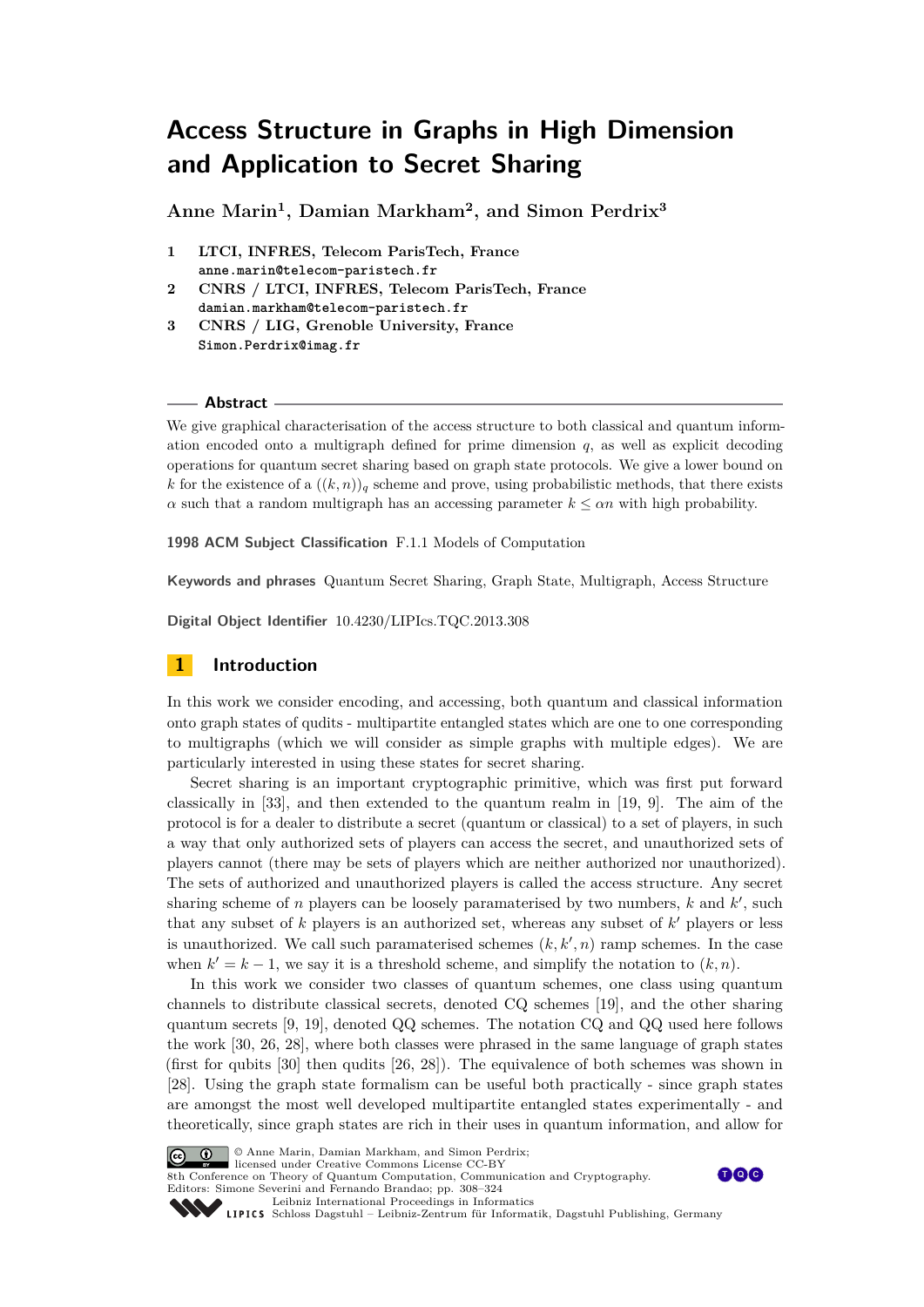# Access Structure in Graphs in High Dimension and Application to Secret Sharing

**Anne Marin[1], Damian Markham[2], and Simon Perdrix[3]**

1. **LTCI, INFRES, Telecom ParisTech, France**
   anne.marin@telecom-paristech.fr
2. **CNRS / LTCI, INFRES, Telecom ParisTech, France**
   damian.markham@telecom-paristech.fr
3. **CNRS / LIG, Grenoble University, France**
   Simon.Perdrix@imag.fr

## Abstract

We give graphical characterisation of the access structure to both classical and quantum information encoded onto a multigraph defined for prime dimension $q$, as well as explicit decoding operations for quantum secret sharing based on graph state protocols. We give a lower bound on $k$ for the existence of a $((k,n))_q$ scheme and prove, using probabilistic methods, that there exists $\alpha$ such that a random multigraph has an accessing parameter $k \le \alpha n$ with high probability.

**1998 ACM Subject Classification** F.1.1 Models of Computation

**Keywords and phrases** Quantum Secret Sharing, Graph State, Multigraph, Access Structure

**Digital Object Identifier** 10.4230/LIPIcs.TQC.2013.308

## 1 Introduction

In this work we consider encoding, and accessing, both quantum and classical information onto graph states of qudits - multipartite entangled states which are one to one corresponding to multigraphs (which we will consider as simple graphs with multiple edges). We are particularly interested in using these states for secret sharing.

Secret sharing is an important cryptographic primitive, which was first put forward classically in [33], and then extended to the quantum realm in [19, 9]. The aim of the protocol is for a dealer to distribute a secret (quantum or classical) to a set of players, in such a way that only authorized sets of players can access the secret, and unauthorized sets of players cannot (there may be sets of players which are neither authorized nor unauthorized). The sets of authorized and unauthorized players is called the access structure. Any secret sharing scheme of $n$ players can be loosely paramaterised by two numbers, $k$ and $k'$, such that any subset of $k$ players is an authorized set, whereas any subset of $k'$ players or less is unauthorized. We call such paramaterised schemes $(k, k', n)$ ramp schemes. In the case when $k' = k - 1$, we say it is a threshold scheme, and simplify the notation to $(k, n)$.

In this work we consider two classes of quantum schemes, one class using quantum channels to distribute classical secrets, denoted CQ schemes [19], and the other sharing quantum secrets [9, 19], denoted QQ schemes. The notation CQ and QQ used here follows the work [30, 26, 28], where both classes were phrased in the same language of graph states (first for qubits [30] then qudits [26, 28]). The equivalence of both schemes was shown in [28]. Using the graph state formalism can be useful both practically - since graph states are amongst the most well developed multipartite entangled states experimentally - and theoretically, since graph states are rich in their uses in quantum information, and allow for

© Anne Marin, Damian Markham, and Simon Perdrix;
licensed under Creative Commons License CC-BY
8th Conference on Theory of Quantum Computation, Communication and Cryptography.
Editors: Simone Severini and Fernando Brandao; pp. 308–324
Leibniz International Proceedings in Informatics
Schloss Dagstuhl – Leibniz-Zentrum für Informatik, Dagstuhl Publishing, Germany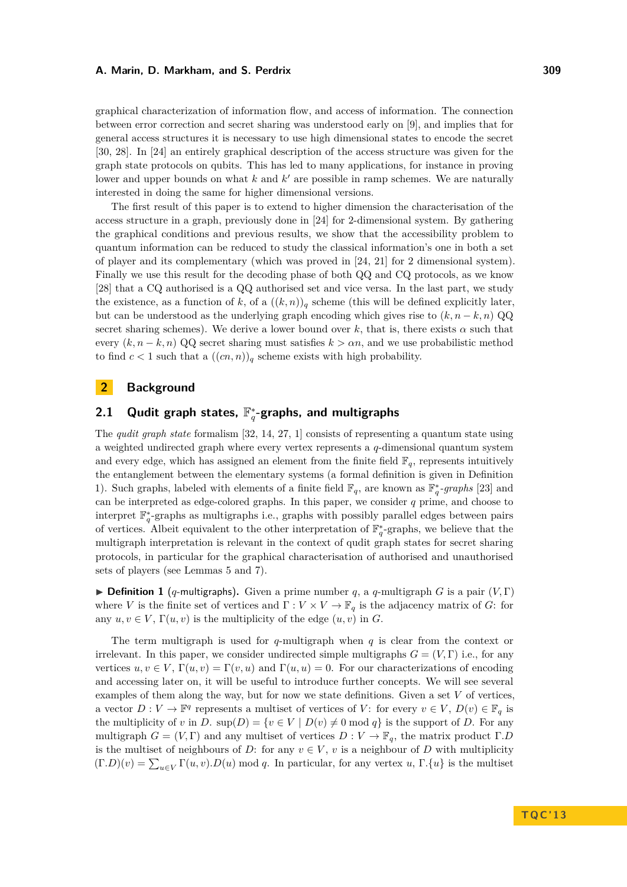graphical characterization of information flow, and access of information. The connection between error correction and secret sharing was understood early on [9], and implies that for general access structures it is necessary to use high dimensional states to encode the secret [30, 28]. In [24] an entirely graphical description of the access structure was given for the graph state protocols on qubits. This has led to many applications, for instance in proving lower and upper bounds on what $k$ and $k'$ are possible in ramp schemes. We are naturally interested in doing the same for higher dimensional versions.

The first result of this paper is to extend to higher dimension the characterisation of the access structure in a graph, previously done in [24] for 2-dimensional system. By gathering the graphical conditions and previous results, we show that the accessibility problem to quantum information can be reduced to study the classical information's one in both a set of player and its complementary (which was proved in [24, 21] for 2 dimensional system). Finally we use this result for the decoding phase of both QQ and CQ protocols, as we know [28] that a CQ authorised is a QQ authorised set and vice versa. In the last part, we study the existence, as a function of $k$, of a $((k,n))_q$ scheme (this will be defined explicitly later, but can be understood as the underlying graph encoding which gives rise to $(k, n-k, n)$ QQ secret sharing schemes). We derive a lower bound over $k$, that is, there exists $\alpha$ such that every $(k, n-k, n)$ QQ secret sharing must satisfies $k > \alpha n$, and we use probabilistic method to find $c < 1$ such that a $((cn, n))_q$ scheme exists with high probability.

## 2 Background

### 2.1 Qudit graph states, $\mathbb{F}_q^*$-graphs, and multigraphs

The *qudit graph state* formalism [32, 14, 27, 1] consists of representing a quantum state using a weighted undirected graph where every vertex represents a $q$-dimensional quantum system and every edge, which has assigned an element from the finite field $\mathbb{F}_q$, represents intuitively the entanglement between the elementary systems (a formal definition is given in Definition 1). Such graphs, labeled with elements of a finite field $\mathbb{F}_q$, are known as $\mathbb{F}_q^*$*-graphs* [23] and can be interpreted as edge-colored graphs. In this paper, we consider $q$ prime, and choose to interpret $\mathbb{F}_q^*$-graphs as multigraphs i.e., graphs with possibly parallel edges between pairs of vertices. Albeit equivalent to the other interpretation of $\mathbb{F}_q^*$-graphs, we believe that the multigraph interpretation is relevant in the context of qudit graph states for secret sharing protocols, in particular for the graphical characterisation of authorised and unauthorised sets of players (see Lemmas 5 and 7).

▶ **Definition 1** ($q$-multigraphs)**.** Given a prime number $q$, a $q$-multigraph $G$ is a pair $(V, \Gamma)$ where $V$ is the finite set of vertices and $\Gamma : V \times V \to \mathbb{F}_q$ is the adjacency matrix of $G$: for any $u, v \in V$, $\Gamma(u, v)$ is the multiplicity of the edge $(u, v)$ in $G$.

The term multigraph is used for $q$-multigraph when $q$ is clear from the context or irrelevant. In this paper, we consider undirected simple multigraphs $G = (V, \Gamma)$ i.e., for any vertices $u, v \in V$, $\Gamma(u, v) = \Gamma(v, u)$ and $\Gamma(u, u) = 0$. For our characterizations of encoding and accessing later on, it will be useful to introduce further concepts. We will see several examples of them along the way, but for now we state definitions. Given a set $V$ of vertices, a vector $D : V \to \mathbb{F}^q$ represents a multiset of vertices of $V$: for every $v \in V$, $D(v) \in \mathbb{F}_q$ is the multiplicity of $v$ in $D$. $\sup(D) = \{v \in V \mid D(v) \neq 0 \bmod q\}$ is the support of $D$. For any multigraph $G = (V, \Gamma)$ and any multiset of vertices $D : V \to \mathbb{F}_q$, the matrix product $\Gamma.D$ is the multiset of neighbours of $D$: for any $v \in V$, $v$ is a neighbour of $D$ with multiplicity $(\Gamma.D)(v) = \sum_{u \in V} \Gamma(u, v).D(u) \bmod q$. In particular, for any vertex $u$, $\Gamma.\{u\}$ is the multiset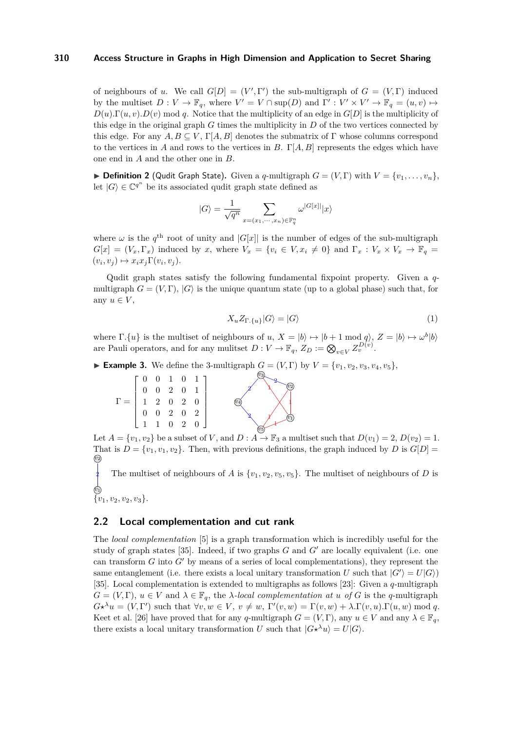of neighbours of $u$. We call $G[D] = (V', \Gamma')$ the sub-multigraph of $G = (V, \Gamma)$ induced by the multiset $D : V \to \mathbb{F}_q$, where $V' = V \cap \sup(D)$ and $\Gamma' : V' \times V' \to \mathbb{F}_q = (u, v) \mapsto D(u).\Gamma(u, v).D(v) \bmod q$. Notice that the multiplicity of an edge in $G[D]$ is the multiplicity of this edge in the original graph $G$ times the multiplicity in $D$ of the two vertices connected by this edge. For any $A, B \subseteq V$, $\Gamma[A, B]$ denotes the submatrix of $\Gamma$ whose columns correspond to the vertices in $A$ and rows to the vertices in $B$. $\Gamma[A, B]$ represents the edges which have one end in $A$ and the other one in $B$.

▶ **Definition 2** (Qudit Graph State). Given a $q$-multigraph $G = (V, \Gamma)$ with $V = \{v_1, \ldots, v_n\}$, let $|G\rangle \in \mathbb{C}^{q^n}$ be its associated qudit graph state defined as

$$|G\rangle = \frac{1}{\sqrt{q^n}} \sum_{x=(x_1,\cdots,x_n)\in\mathbb{F}_q^n} \omega^{|G[x]|}|x\rangle$$

where $\omega$ is the $q^{\text{th}}$ root of unity and $|G[x]|$ is the number of edges of the sub-multigraph $G[x] = (V_x, \Gamma_x)$ induced by $x$, where $V_x = \{v_i \in V, x_i \neq 0\}$ and $\Gamma_x : V_x \times V_x \to \mathbb{F}_q = (v_i, v_j) \mapsto x_i x_j \Gamma(v_i, v_j)$.

Qudit graph states satisfy the following fundamental fixpoint property. Given a $q$-multigraph $G = (V, \Gamma)$, $|G\rangle$ is the unique quantum state (up to a global phase) such that, for any $u \in V$,

$$X_u Z_{\Gamma.\{u\}}|G\rangle = |G\rangle \tag{1}$$

where $\Gamma.\{u\}$ is the multiset of neighbours of $u$, $X = |b\rangle \mapsto |b + 1 \bmod q\rangle$, $Z = |b\rangle \mapsto \omega^b|b\rangle$ are Pauli operators, and for any mulitset $D : V \to \mathbb{F}_q$, $Z_D := \bigotimes_{v\in V} Z_v^{D(v)}$.

▶ **Example 3.** We define the 3-multigraph $G = (V, \Gamma)$ by $V = \{v_1, v_2, v_3, v_4, v_5\}$,

$$\Gamma = \begin{bmatrix} 0 & 0 & 1 & 0 & 1 \\ 0 & 0 & 2 & 0 & 1 \\ 1 & 2 & 0 & 2 & 0 \\ 0 & 0 & 2 & 0 & 2 \\ 1 & 1 & 0 & 2 & 0 \end{bmatrix}$$

Let $A = \{v_1, v_2\}$ be a subset of $V$, and $D : A \to \mathbb{F}_3$ a multiset such that $D(v_1) = 2$, $D(v_2) = 1$. That is $D = \{v_1, v_1, v_2\}$. Then, with previous definitions, the graph induced by $D$ is $G[D] =$ (the graph with vertices $v_1$, $v_2$ joined by an edge of multiplicity 2). The multiset of neighbours of $A$ is $\{v_1, v_2, v_5, v_5\}$. The multiset of neighbours of $D$ is $\{v_1, v_2, v_2, v_3\}$.

## 2.2 Local complementation and cut rank

The *local complementation* [5] is a graph transformation which is incredibly useful for the study of graph states [35]. Indeed, if two graphs $G$ and $G'$ are locally equivalent (i.e. one can transform $G$ into $G'$ by means of a series of local complementations), they represent the same entanglement (i.e. there exists a local unitary transformation $U$ such that $|G'\rangle = U|G\rangle$) [35]. Local complementation is extended to multigraphs as follows [23]: Given a $q$-multigraph $G = (V, \Gamma)$, $u \in V$ and $\lambda \in \mathbb{F}_q$, the *$\lambda$-local complementation at $u$ of $G$* is the $q$-multigraph $G \star^\lambda u = (V, \Gamma')$ such that $\forall v, w \in V$, $v \neq w$, $\Gamma'(v, w) = \Gamma(v, w) + \lambda.\Gamma(v, u).\Gamma(u, w) \bmod q$. Keet et al. [26] have proved that for any $q$-multigraph $G = (V, \Gamma)$, any $u \in V$ and any $\lambda \in \mathbb{F}_q$, there exists a local unitary transformation $U$ such that $|G \star^\lambda u\rangle = U|G\rangle$.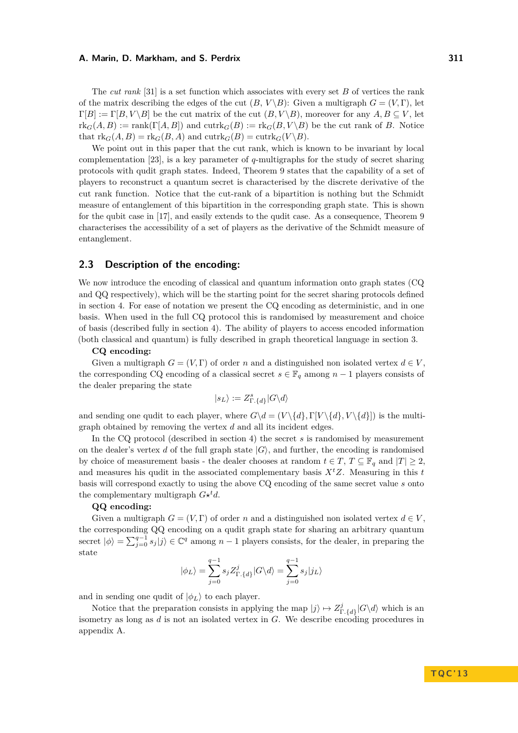The *cut rank* [31] is a set function which associates with every set $B$ of vertices the rank of the matrix describing the edges of the cut $(B, V\setminus B)$: Given a multigraph $G = (V, \Gamma)$, let $\Gamma[B] := \Gamma[B, V\setminus B]$ be the cut matrix of the cut $(B, V\setminus B)$, moreover for any $A, B \subseteq V$, let $\mathrm{rk}_G(A, B) := \mathrm{rank}(\Gamma[A, B])$ and $\mathrm{cutrk}_G(B) := \mathrm{rk}_G(B, V\setminus B)$ be the cut rank of $B$. Notice that $\mathrm{rk}_G(A, B) = \mathrm{rk}_G(B, A)$ and $\mathrm{cutrk}_G(B) = \mathrm{cutrk}_G(V\setminus B)$.

We point out in this paper that the cut rank, which is known to be invariant by local complementation [23], is a key parameter of $q$-multigraphs for the study of secret sharing protocols with qudit graph states. Indeed, Theorem 9 states that the capability of a set of players to reconstruct a quantum secret is characterised by the discrete derivative of the cut rank function. Notice that the cut-rank of a bipartition is nothing but the Schmidt measure of entanglement of this bipartition in the corresponding graph state. This is shown for the qubit case in [17], and easily extends to the qudit case. As a consequence, Theorem 9 characterises the accessibility of a set of players as the derivative of the Schmidt measure of entanglement.

## 2.3 Description of the encoding:

We now introduce the encoding of classical and quantum information onto graph states (CQ and QQ respectively), which will be the starting point for the secret sharing protocols defined in section 4. For ease of notation we present the CQ encoding as deterministic, and in one basis. When used in the full CQ protocol this is randomised by measurement and choice of basis (described fully in section 4). The ability of players to access encoded information (both classical and quantum) is fully described in graph theoretical language in section 3.

**CQ encoding:**

Given a multigraph $G = (V, \Gamma)$ of order $n$ and a distinguished non isolated vertex $d \in V$, the corresponding CQ encoding of a classical secret $s \in \mathbb{F}_q$ among $n - 1$ players consists of the dealer preparing the state

$$|s_L\rangle := Z^s_{\Gamma.\{d\}}|G\setminus d\rangle$$

and sending one qudit to each player, where $G\setminus d = (V\setminus\{d\}, \Gamma[V\setminus\{d\}, V\setminus\{d\}])$ is the multigraph obtained by removing the vertex $d$ and all its incident edges.

In the CQ protocol (described in section 4) the secret $s$ is randomised by measurement on the dealer's vertex $d$ of the full graph state $|G\rangle$, and further, the encoding is randomised by choice of measurement basis - the dealer chooses at random $t \in T$, $T \subseteq \mathbb{F}_q$ and $|T| \geq 2$, and measures his qudit in the associated complementary basis $X^t Z$. Measuring in this $t$ basis will correspond exactly to using the above CQ encoding of the same secret value $s$ onto the complementary multigraph $G\star^t d$.

**QQ encoding:**

Given a multigraph $G = (V, \Gamma)$ of order $n$ and a distinguished non isolated vertex $d \in V$, the corresponding QQ encoding on a qudit graph state for sharing an arbitrary quantum secret $|\phi\rangle = \sum_{j=0}^{q-1} s_j|j\rangle \in \mathbb{C}^q$ among $n - 1$ players consists, for the dealer, in preparing the state

$$|\phi_L\rangle = \sum_{j=0}^{q-1} s_j Z^j_{\Gamma.\{d\}}|G\setminus d\rangle = \sum_{j=0}^{q-1} s_j|j_L\rangle$$

and in sending one qudit of $|\phi_L\rangle$ to each player.

Notice that the preparation consists in applying the map $|j\rangle \mapsto Z^j_{\Gamma.\{d\}}|G\setminus d\rangle$ which is an isometry as long as $d$ is not an isolated vertex in $G$. We describe encoding procedures in appendix A.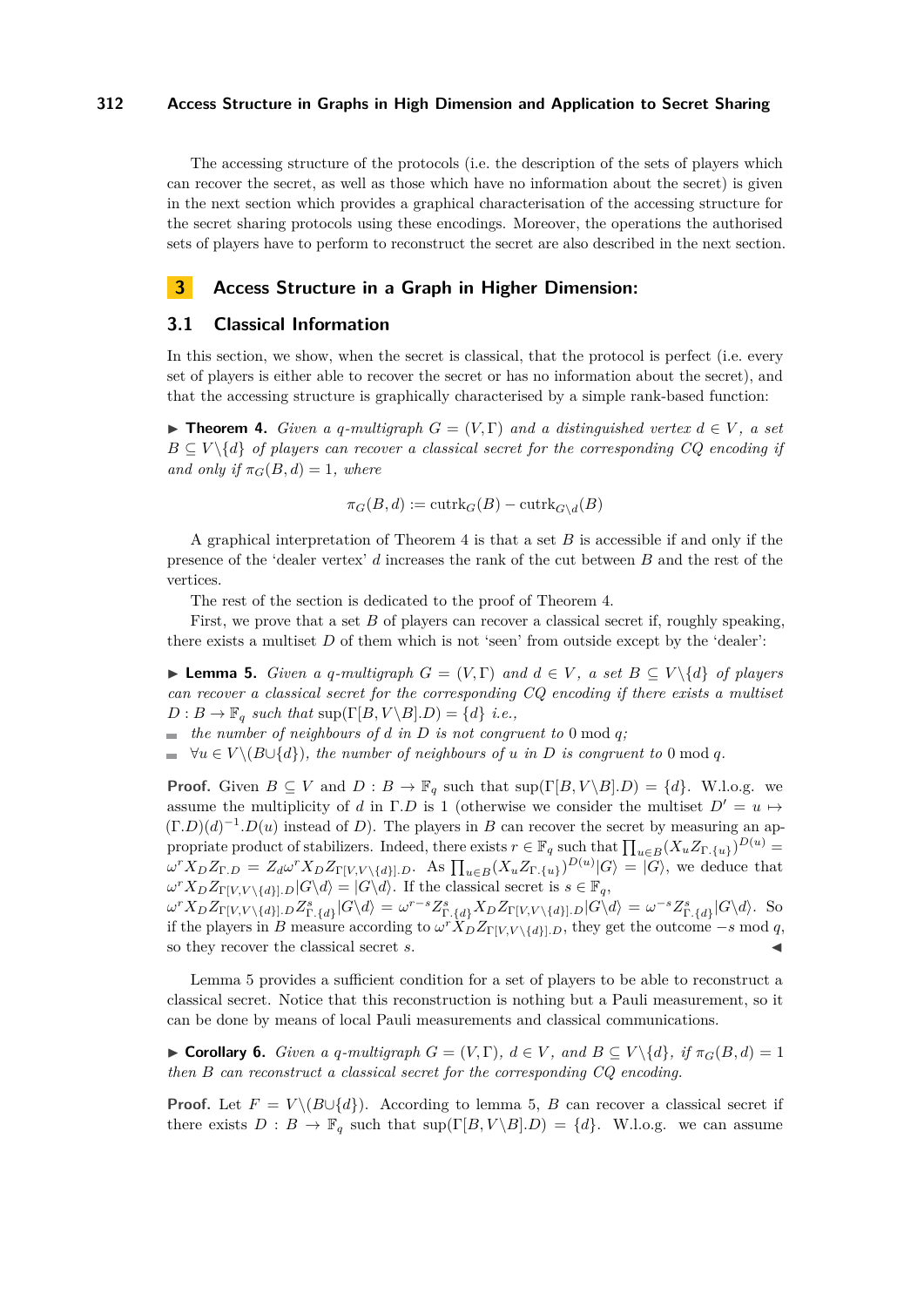The accessing structure of the protocols (i.e. the description of the sets of players which can recover the secret, as well as those which have no information about the secret) is given in the next section which provides a graphical characterisation of the accessing structure for the secret sharing protocols using these encodings. Moreover, the operations the authorised sets of players have to perform to reconstruct the secret are also described in the next section.

# 3 Access Structure in a Graph in Higher Dimension:

## 3.1 Classical Information

In this section, we show, when the secret is classical, that the protocol is perfect (i.e. every set of players is either able to recover the secret or has no information about the secret), and that the accessing structure is graphically characterised by a simple rank-based function:

▶ **Theorem 4.** *Given a $q$-multigraph $G = (V, \Gamma)$ and a distinguished vertex $d \in V$, a set $B \subseteq V \backslash \{d\}$ of players can recover a classical secret for the corresponding CQ encoding if and only if $\pi_G(B, d) = 1$, where*

$$\pi_G(B, d) := \mathrm{cutrk}_G(B) - \mathrm{cutrk}_{G \backslash d}(B)$$

A graphical interpretation of Theorem 4 is that a set $B$ is accessible if and only if the presence of the 'dealer vertex' $d$ increases the rank of the cut between $B$ and the rest of the vertices.

The rest of the section is dedicated to the proof of Theorem 4.

First, we prove that a set $B$ of players can recover a classical secret if, roughly speaking, there exists a multiset $D$ of them which is not 'seen' from outside except by the 'dealer':

▶ **Lemma 5.** *Given a $q$-multigraph $G = (V, \Gamma)$ and $d \in V$, a set $B \subseteq V \backslash \{d\}$ of players can recover a classical secret for the corresponding CQ encoding if there exists a multiset $D : B \to \mathbb{F}_q$ such that $\sup(\Gamma[B, V \backslash B].D) = \{d\}$ i.e.,*

- *the number of neighbours of $d$ in $D$ is not congruent to $0 \bmod q$;*
- *$\forall u \in V \backslash (B \cup \{d\})$, the number of neighbours of $u$ in $D$ is congruent to $0 \bmod q$.*

**Proof.** Given $B \subseteq V$ and $D : B \to \mathbb{F}_q$ such that $\sup(\Gamma[B, V \backslash B].D) = \{d\}$. W.l.o.g. we assume the multiplicity of $d$ in $\Gamma.D$ is 1 (otherwise we consider the multiset $D' = u \mapsto (\Gamma.D)(d)^{-1}.D(u)$ instead of $D$). The players in $B$ can recover the secret by measuring an appropriate product of stabilizers. Indeed, there exists $r \in \mathbb{F}_q$ such that $\prod_{u \in B}(X_u Z_{\Gamma.\{u\}})^{D(u)} = \omega^r X_D Z_{\Gamma.D} = Z_d \omega^r X_D Z_{\Gamma[V, V \backslash \{d\}].D}$. As $\prod_{u \in B}(X_u Z_{\Gamma.\{u\}})^{D(u)} |G\rangle = |G\rangle$, we deduce that $\omega^r X_D Z_{\Gamma[V, V \backslash \{d\}].D} |G \backslash d\rangle = |G \backslash d\rangle$. If the classical secret is $s \in \mathbb{F}_q$, $\omega^r X_D Z_{\Gamma[V, V \backslash \{d\}].D} Z^s_{\Gamma.\{d\}} |G \backslash d\rangle = \omega^{r-s} Z^s_{\Gamma.\{d\}} X_D Z_{\Gamma[V, V \backslash \{d\}].D} |G \backslash d\rangle = \omega^{-s} Z^s_{\Gamma.\{d\}} |G \backslash d\rangle$. So if the players in $B$ measure according to $\omega^r X_D Z_{\Gamma[V, V \backslash \{d\}].D}$, they get the outcome $-s \bmod q$, so they recover the classical secret $s$. ◀

Lemma 5 provides a sufficient condition for a set of players to be able to reconstruct a classical secret. Notice that this reconstruction is nothing but a Pauli measurement, so it can be done by means of local Pauli measurements and classical communications.

▶ **Corollary 6.** *Given a $q$-multigraph $G = (V, \Gamma)$, $d \in V$, and $B \subseteq V \backslash \{d\}$, if $\pi_G(B, d) = 1$ then $B$ can reconstruct a classical secret for the corresponding CQ encoding.*

**Proof.** Let $F = V \backslash (B \cup \{d\})$. According to lemma 5, $B$ can recover a classical secret if there exists $D : B \to \mathbb{F}_q$ such that $\sup(\Gamma[B, V \backslash B].D) = \{d\}$. W.l.o.g. we can assume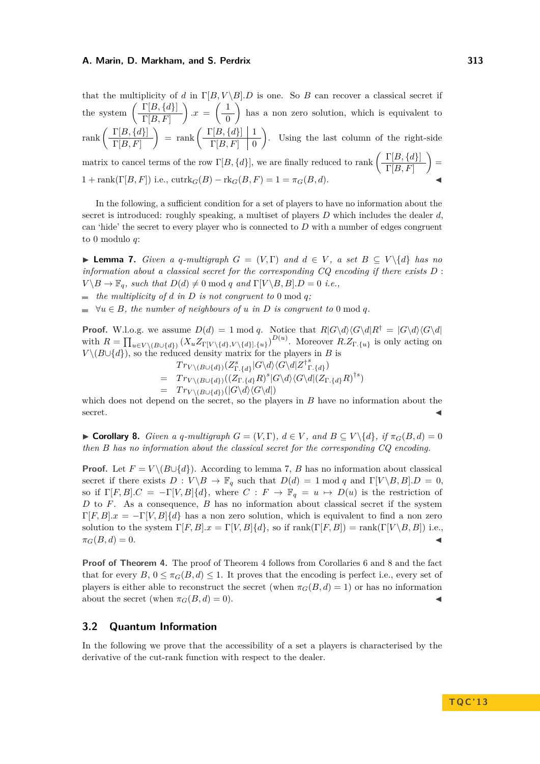that the multiplicity of $d$ in $\Gamma[B, V\backslash B].D$ is one. So $B$ can recover a classical secret if the system $\left(\frac{\Gamma[B,\{d\}]}{\Gamma[B,F]}\right).x = \left(\frac{1}{0}\right)$ has a non zero solution, which is equivalent to $\text{rank}\left(\frac{\Gamma[B,\{d\}]}{\Gamma[B,F]}\right) = \text{rank}\left(\begin{array}{c|c}\Gamma[B,\{d\}] & 1\\ \hline \Gamma[B,F] & 0\end{array}\right)$. Using the last column of the right-side matrix to cancel terms of the row $\Gamma[B,\{d\}]$, we are finally reduced to $\text{rank}\left(\frac{\Gamma[B,\{d\}]}{\Gamma[B,F]}\right) = 1 + \text{rank}(\Gamma[B,F])$ i.e., $\text{cutrk}_G(B) - \text{rk}_G(B,F) = 1 = \pi_G(B,d)$. ◀

In the following, a sufficient condition for a set of players to have no information about the secret is introduced: roughly speaking, a multiset of players $D$ which includes the dealer $d$, can 'hide' the secret to every player who is connected to $D$ with a number of edges congruent to 0 modulo $q$:

▶ **Lemma 7.** *Given a $q$-multigraph $G = (V, \Gamma)$ and $d \in V$, a set $B \subseteq V\backslash\{d\}$ has no information about a classical secret for the corresponding CQ encoding if there exists $D : V\backslash B \to \mathbb{F}_q$, such that $D(d) \neq 0 \bmod q$ and $\Gamma[V\backslash B, B].D = 0$ i.e.,*

- *the multiplicity of $d$ in $D$ is not congruent to $0 \bmod q$;*
- *$\forall u \in B$, the number of neighbours of $u$ in $D$ is congruent to $0 \bmod q$.*

**Proof.** W.l.o.g. we assume $D(d) = 1 \bmod q$. Notice that $R|G\backslash d\rangle\langle G\backslash d|R^\dagger = |G\backslash d\rangle\langle G\backslash d|$ with $R = \prod_{u\in V\backslash(B\cup\{d\})}\left(X_u Z_{\Gamma[V\backslash\{d\},V\backslash\{d\}].\{u\}}\right)^{D(u)}$. Moreover $R.Z_{\Gamma.\{u\}}$ is only acting on $V\backslash(B\cup\{d\})$, so the reduced density matrix for the players in $B$ is

$$\begin{aligned}
& Tr_{V\backslash(B\cup\{d\})}(Z^s_{\Gamma.\{d\}}|G\backslash d\rangle\langle G\backslash d|Z^{\dagger s}_{\Gamma.\{d\}})\\
= \ & Tr_{V\backslash(B\cup\{d\})}((Z_{\Gamma.\{d\}}R)^s|G\backslash d\rangle\langle G\backslash d|(Z_{\Gamma.\{d\}}R)^{\dagger s})\\
= \ & Tr_{V\backslash(B\cup\{d\})}(|G\backslash d\rangle\langle G\backslash d|)
\end{aligned}$$

which does not depend on the secret, so the players in $B$ have no information about the secret. ◀

▶ **Corollary 8.** *Given a $q$-multigraph $G = (V, \Gamma)$, $d \in V$, and $B \subseteq V\backslash\{d\}$, if $\pi_G(B, d) = 0$ then $B$ has no information about the classical secret for the corresponding CQ encoding.*

**Proof.** Let $F = V\backslash(B\cup\{d\})$. According to lemma 7, $B$ has no information about classical secret if there exists $D : V\backslash B \to \mathbb{F}_q$ such that $D(d) = 1 \bmod q$ and $\Gamma[V\backslash B, B].D = 0$, so if $\Gamma[F, B].C = -\Gamma[V, B]\{d\}$, where $C : F \to \mathbb{F}_q = u \mapsto D(u)$ is the restriction of $D$ to $F$. As a consequence, $B$ has no information about classical secret if the system $\Gamma[F, B].x = -\Gamma[V, B]\{d\}$ has a non zero solution, which is equivalent to find a non zero solution to the system $\Gamma[F, B].x = \Gamma[V, B]\{d\}$, so if $\text{rank}(\Gamma[F, B]) = \text{rank}(\Gamma[V\backslash B, B])$ i.e., $\pi_G(B, d) = 0$. ◀

**Proof of Theorem 4.** The proof of Theorem 4 follows from Corollaries 6 and 8 and the fact that for every $B$, $0 \le \pi_G(B, d) \le 1$. It proves that the encoding is perfect i.e., every set of players is either able to reconstruct the secret (when $\pi_G(B, d) = 1$) or has no information about the secret (when $\pi_G(B, d) = 0$). ◀

## 3.2 Quantum Information

In the following we prove that the accessibility of a set a players is characterised by the derivative of the cut-rank function with respect to the dealer.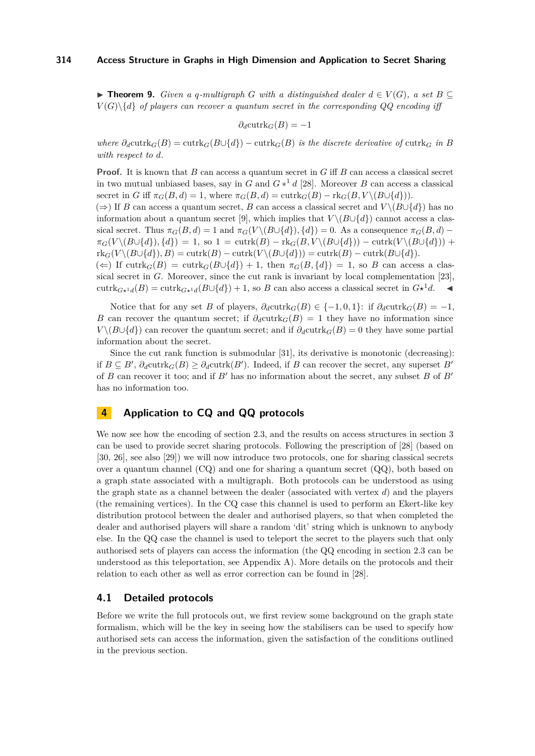▶ **Theorem 9.** *Given a q-multigraph $G$ with a distinguished dealer $d \in V(G)$, a set $B \subseteq V(G) \backslash \{d\}$ of players can recover a quantum secret in the corresponding QQ encoding iff*

$$\partial_d \mathrm{cutrk}_G(B) = -1$$

*where $\partial_d \mathrm{cutrk}_G(B) = \mathrm{cutrk}_G(B \cup \{d\}) - \mathrm{cutrk}_G(B)$ is the discrete derivative of $\mathrm{cutrk}_G$ in $B$ with respect to $d$.*

**Proof.** It is known that $B$ can access a quantum secret in $G$ iff $B$ can access a classical secret in two mutual unbiased bases, say in $G$ and $G *^1 d$ [28]. Moreover $B$ can access a classical secret in $G$ iff $\pi_G(B, d) = 1$, where $\pi_G(B, d) = \mathrm{cutrk}_G(B) - \mathrm{rk}_G(B, V \backslash (B \cup \{d\}))$.
($\Rightarrow$) If $B$ can access a quantum secret, $B$ can access a classical secret and $V \backslash (B \cup \{d\})$ has no information about a quantum secret [9], which implies that $V \backslash (B \cup \{d\})$ cannot access a classical secret. Thus $\pi_G(B, d) = 1$ and $\pi_G(V \backslash (B \cup \{d\}), \{d\}) = 0$. As a consequence $\pi_G(B, d) - \pi_G(V \backslash (B \cup \{d\}), \{d\}) = 1$, so $1 = \mathrm{cutrk}(B) - \mathrm{rk}_G(B, V \backslash (B \cup \{d\})) - \mathrm{cutrk}(V \backslash (B \cup \{d\})) + \mathrm{rk}_G(V \backslash (B \cup \{d\}), B) = \mathrm{cutrk}(B) - \mathrm{cutrk}(V \backslash (B \cup \{d\})) = \mathrm{cutrk}(B) - \mathrm{cutrk}(B \cup \{d\})$.
($\Leftarrow$) If $\mathrm{cutrk}_G(B) = \mathrm{cutrk}_G(B \cup \{d\}) + 1$, then $\pi_G(B, \{d\}) = 1$, so $B$ can access a classical secret in $G$. Moreover, since the cut rank is invariant by local complementation [23], $\mathrm{cutrk}_{G\star^1 d}(B) = \mathrm{cutrk}_{G\star^1 d}(B \cup \{d\}) + 1$, so $B$ can also access a classical secret in $G\star^1 d$. ◀

Notice that for any set $B$ of players, $\partial_d \mathrm{cutrk}_G(B) \in \{-1, 0, 1\}$: if $\partial_d \mathrm{cutrk}_G(B) = -1$, $B$ can recover the quantum secret; if $\partial_d \mathrm{cutrk}_G(B) = 1$ they have no information since $V \backslash (B \cup \{d\})$ can recover the quantum secret; and if $\partial_d \mathrm{cutrk}_G(B) = 0$ they have some partial information about the secret.

Since the cut rank function is submodular [31], its derivative is monotonic (decreasing): if $B \subseteq B'$, $\partial_d \mathrm{cutrk}_G(B) \geq \partial_d \mathrm{cutrk}(B')$. Indeed, if $B$ can recover the secret, any superset $B'$ of $B$ can recover it too; and if $B'$ has no information about the secret, any subset $B$ of $B'$ has no information too.

## 4 Application to CQ and QQ protocols

We now see how the encoding of section 2.3, and the results on access structures in section 3 can be used to provide secret sharing protocols. Following the prescription of [28] (based on [30, 26], see also [29]) we will now introduce two protocols, one for sharing classical secrets over a quantum channel (CQ) and one for sharing a quantum secret (QQ), both based on a graph state associated with a multigraph. Both protocols can be understood as using the graph state as a channel between the dealer (associated with vertex $d$) and the players (the remaining vertices). In the CQ case this channel is used to perform an Ekert-like key distribution protocol between the dealer and authorised players, so that when completed the dealer and authorised players will share a random 'dit' string which is unknown to anybody else. In the QQ case the channel is used to teleport the secret to the players such that only authorised sets of players can access the information (the QQ encoding in section 2.3 can be understood as this teleportation, see Appendix A). More details on the protocols and their relation to each other as well as error correction can be found in [28].

### 4.1 Detailed protocols

Before we write the full protocols out, we first review some background on the graph state formalism, which will be the key in seeing how the stabilisers can be used to specify how authorised sets can access the information, given the satisfaction of the conditions outlined in the previous section.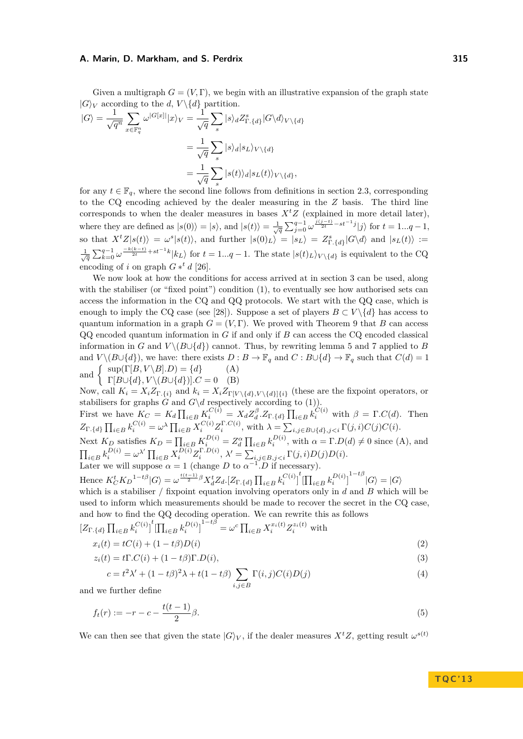Given a multigraph $G = (V, \Gamma)$, we begin with an illustrative expansion of the graph state $|G\rangle_V$ according to the $d$, $V\backslash\{d\}$ partition.

$$|G\rangle = \frac{1}{\sqrt{q^n}} \sum_{x \in \mathbb{F}_q^n} \omega^{|G[x]|} |x\rangle_V = \frac{1}{\sqrt{q}} \sum_s |s\rangle_d Z^s_{\Gamma.\{d\}} |G\backslash d\rangle_{V\backslash\{d\}}$$

$$= \frac{1}{\sqrt{q}} \sum_s |s\rangle_d |s_L\rangle_{V\backslash\{d\}}$$

$$= \frac{1}{\sqrt{q}} \sum_s |s(t)\rangle_d |s_L(t)\rangle_{V\backslash\{d\}},$$

for any $t \in \mathbb{F}_q$, where the second line follows from definitions in section 2.3, corresponding to the CQ encoding achieved by the dealer measuring in the $Z$ basis. The third line corresponds to when the dealer measures in bases $X^t Z$ (explained in more detail later), where they are defined as $|s(0)\rangle = |s\rangle$, and $|s(t)\rangle = \frac{1}{\sqrt{q}} \sum_{j=0}^{q-1} \omega^{\frac{j(j-t)}{2t} - st^{-1}j} |j\rangle$ for $t = 1...q-1$, so that $X^t Z |s(t)\rangle = \omega^s |s(t)\rangle$, and further $|s(0)_L\rangle = |s_L\rangle = Z^s_{\Gamma.\{d\}} |G\backslash d\rangle$ and $|s_L(t)\rangle := \frac{1}{\sqrt{q}} \sum_{k=0}^{q-1} \omega^{\frac{-k(k-t)}{2t} + st^{-1}k} |k_L\rangle$ for $t = 1...q-1$. The state $|s(t)_L\rangle_{V\backslash\{d\}}$ is equivalent to the CQ encoding of $i$ on graph $G *^t d$ [26].

We now look at how the conditions for access arrived at in section 3 can be used, along with the stabiliser (or "fixed point") condition (1), to eventually see how authorised sets can access the information in the CQ and QQ protocols. We start with the QQ case, which is enough to imply the CQ case (see [28]). Suppose a set of players $B \subset V\backslash\{d\}$ has access to quantum information in a graph $G = (V, \Gamma)$. We proved with Theorem 9 that $B$ can access QQ encoded quantum information in $G$ if and only if $B$ can access the CQ encoded classical information in $G$ and $V\backslash(B\cup\{d\})$ cannot. Thus, by rewriting lemma 5 and 7 applied to $B$ and $V\backslash(B\cup\{d\})$, we have: there exists $D : B \to \mathbb{F}_q$ and $C : B\cup\{d\} \to \mathbb{F}_q$ such that $C(d) = 1$ and

$$\begin{cases} \sup(\Gamma[B, V\backslash B].D) = \{d\} & \text{(A)} \\ \Gamma[B\cup\{d\}, V\backslash(B\cup\{d\})].C = 0 & \text{(B)} \end{cases}$$

Now, call $K_i = X_i Z_{\Gamma.\{i\}}$ and $k_i = X_i Z_{\Gamma[V\backslash\{d\}, V\backslash\{d\}]\{i\}}$ (these are the fixpoint operators, or stabilisers for graphs $G$ and $G\backslash d$ respectively according to (1)).

First we have $K_C = K_d \prod_{i\in B} K_i^{C(i)} = X_d Z_d^\beta . Z_{\Gamma.\{d\}} \prod_{i\in B} k_i^{C(i)}$ with $\beta = \Gamma.C(d)$. Then $Z_{\Gamma.\{d\}} \prod_{i\in B} k_i^{C(i)} = \omega^\lambda \prod_{i\in B} X_i^{C(i)} Z_i^{\Gamma.C(i)}$, with $\lambda = \sum_{i,j\in B\cup\{d\}, j<i} \Gamma(j,i) C(j) C(i)$.

Next $K_D$ satisfies $K_D = \prod_{i\in B} K_i^{D(i)} = Z_d^\alpha \prod_{i\in B} k_i^{D(i)}$, with $\alpha = \Gamma.D(d) \neq 0$ since (A), and $\prod_{i\in B} k_i^{D(i)} = \omega^{\lambda'} \prod_{i\in B} X_i^{D(i)} Z_i^{\Gamma.D(i)}$, $\lambda' = \sum_{i,j\in B, j<i} \Gamma(j,i) D(j) D(i)$.

Later we will suppose $\alpha = 1$ (change $D$ to $\alpha^{-1}.D$ if necessary).

Hence $K_C^t K_D^{1-t\beta} |G\rangle = \omega^{\frac{t(t-1)}{2}\beta} X_d^t Z_d . [Z_{\Gamma.\{d\}} \prod_{i\in B} k_i^{C(i)}]^t [\prod_{i\in B} k_i^{D(i)}]^{1-t\beta} |G\rangle = |G\rangle$ which is a stabiliser / fixpoint equation involving operators only in $d$ and $B$ which will be used to inform which measurements should be made to recover the secret in the CQ case, and how to find the QQ decoding operation. We can rewrite this as follows $[Z_{\Gamma.\{d\}} \prod_{i\in B} k_i^{C(i)}]^t [\prod_{i\in B} k_i^{D(i)}]^{1-t\beta} = \omega^c \prod_{i\in B} X_i^{x_i(t)} Z_i^{z_i(t)}$ with

$$x_i(t) = tC(i) + (1-t\beta)D(i) \tag{2}$$

$$z_i(t) = t\Gamma.C(i) + (1-t\beta)\Gamma.D(i), \tag{3}$$

$$c = t^2\lambda' + (1-t\beta)^2\lambda + t(1-t\beta) \sum_{i,j\in B} \Gamma(i,j) C(i) D(j) \tag{4}$$

and we further define

$$f_t(r) := -r - c - \frac{t(t-1)}{2}\beta. \tag{5}$$

We can then see that given the state $|G\rangle_V$, if the dealer measures $X^t Z$, getting result $\omega^{s(t)}$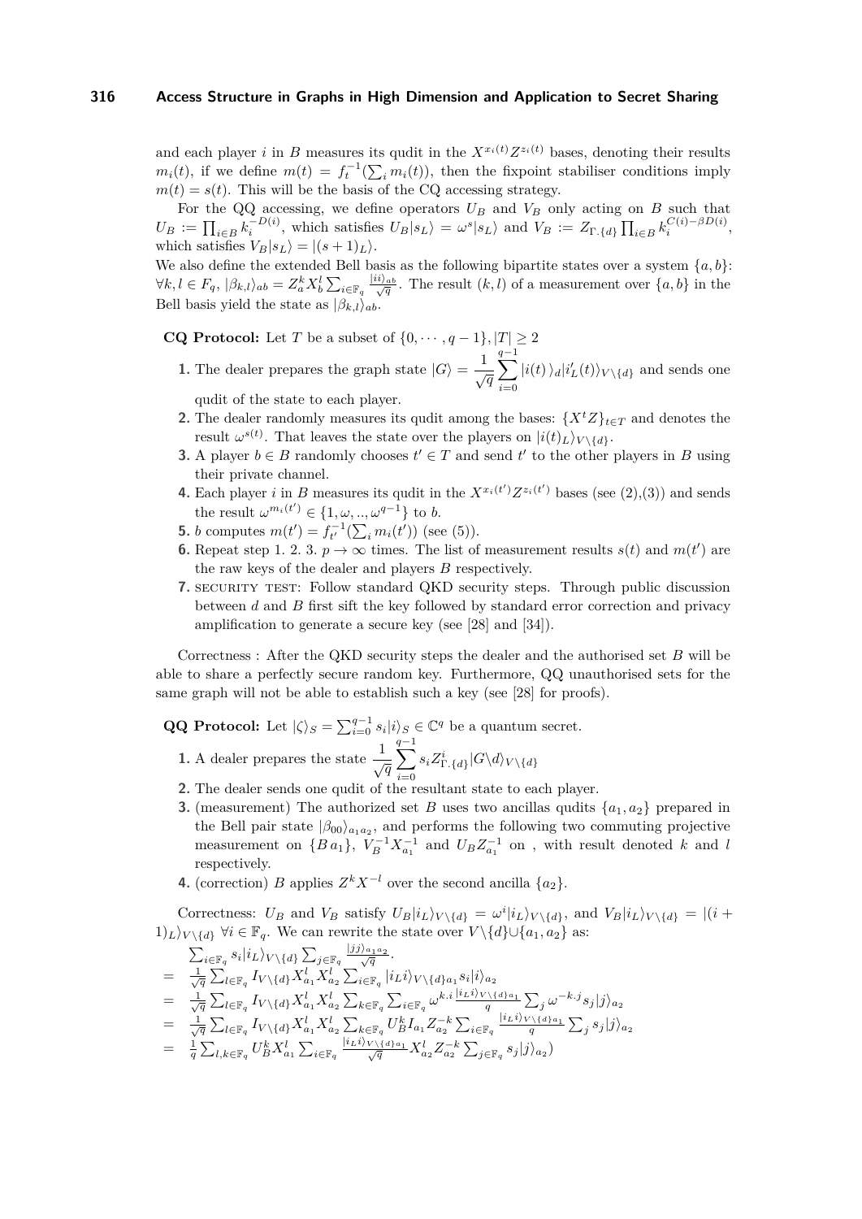and each player $i$ in $B$ measures its qudit in the $X^{x_i(t)}Z^{z_i(t)}$ bases, denoting their results $m_i(t)$, if we define $m(t) = f_t^{-1}(\sum_i m_i(t))$, then the fixpoint stabiliser conditions imply $m(t) = s(t)$. This will be the basis of the CQ accessing strategy.

For the QQ accessing, we define operators $U_B$ and $V_B$ only acting on $B$ such that $U_B := \prod_{i\in B} k_i^{-D(i)}$, which satisfies $U_B|s_L\rangle = \omega^s|s_L\rangle$ and $V_B := Z_{\Gamma.\{d\}} \prod_{i\in B} k_i^{C(i)-\beta D(i)}$, which satisfies $V_B|s_L\rangle = |(s+1)_L\rangle$.

We also define the extended Bell basis as the following bipartite states over a system $\{a,b\}$: $\forall k,l \in F_q$, $|\beta_{k,l}\rangle_{ab} = Z_a^k X_b^l \sum_{i\in\mathbb{F}_q} \frac{|ii\rangle_{ab}}{\sqrt{q}}$. The result $(k,l)$ of a measurement over $\{a,b\}$ in the Bell basis yield the state as $|\beta_{k,l}\rangle_{ab}$.

**CQ Protocol:** Let $T$ be a subset of $\{0,\cdots,q-1\}, |T| \geq 2$

1. The dealer prepares the graph state $|G\rangle = \dfrac{1}{\sqrt{q}} \displaystyle\sum_{i=0}^{q-1} |i(t)\rangle_d |i'_L(t)\rangle_{V\setminus\{d\}}$ and sends one qudit of the state to each player.
2. The dealer randomly measures its qudit among the bases: $\{X^t Z\}_{t\in T}$ and denotes the result $\omega^{s(t)}$. That leaves the state over the players on $|i(t)_L\rangle_{V\setminus\{d\}}$.
3. A player $b \in B$ randomly chooses $t' \in T$ and send $t'$ to the other players in $B$ using their private channel.
4. Each player $i$ in $B$ measures its qudit in the $X^{x_i(t')}Z^{z_i(t')}$ bases (see (2),(3)) and sends the result $\omega^{m_i(t')} \in \{1,\omega,..,\omega^{q-1}\}$ to $b$.
5. $b$ computes $m(t') = f_{t'}^{-1}(\sum_i m_i(t'))$ (see (5)).
6. Repeat step 1. 2. 3. $p \to \infty$ times. The list of measurement results $s(t)$ and $m(t')$ are the raw keys of the dealer and players $B$ respectively.
7. SECURITY TEST: Follow standard QKD security steps. Through public discussion between $d$ and $B$ first sift the key followed by standard error correction and privacy amplification to generate a secure key (see [28] and [34]).

Correctness : After the QKD security steps the dealer and the authorised set $B$ will be able to share a perfectly secure random key. Furthermore, QQ unauthorised sets for the same graph will not be able to establish such a key (see [28] for proofs).

**QQ Protocol:** Let $|\zeta\rangle_S = \sum_{i=0}^{q-1} s_i|i\rangle_S \in \mathbb{C}^q$ be a quantum secret.

1. A dealer prepares the state $\dfrac{1}{\sqrt{q}} \displaystyle\sum_{i=0}^{q-1} s_i Z^i_{\Gamma.\{d\}} |G\backslash d\rangle_{V\setminus\{d\}}$
2. The dealer sends one qudit of the resultant state to each player.
3. (measurement) The authorized set $B$ uses two ancillas qudits $\{a_1,a_2\}$ prepared in the Bell pair state $|\beta_{00}\rangle_{a_1a_2}$, and performs the following two commuting projective measurement on $\{B\,a_1\}$, $V_B^{-1}X_{a_1}^{-1}$ and $U_B Z_{a_1}^{-1}$ on , with result denoted $k$ and $l$ respectively.
4. (correction) $B$ applies $Z^k X^{-l}$ over the second ancilla $\{a_2\}$.

Correctness: $U_B$ and $V_B$ satisfy $U_B|i_L\rangle_{V\setminus\{d\}} = \omega^i|i_L\rangle_{V\setminus\{d\}}$, and $V_B|i_L\rangle_{V\setminus\{d\}} = |(i+1)_L\rangle_{V\setminus\{d\}}$ $\forall i \in \mathbb{F}_q$. We can rewrite the state over $V\backslash\{d\}\cup\{a_1,a_2\}$ as:

$$
\begin{aligned}
& \textstyle\sum_{i\in\mathbb{F}_q} s_i|i_L\rangle_{V\setminus\{d\}} \sum_{j\in\mathbb{F}_q} \frac{|jj\rangle_{a_1a_2}}{\sqrt{q}}. \\
= \;& \textstyle\frac{1}{\sqrt{q}} \sum_{l\in\mathbb{F}_q} I_{V\setminus\{d\}} X^l_{a_1} X^l_{a_2} \sum_{i\in\mathbb{F}_q} |i_L i\rangle_{V\setminus\{d\}a_1} s_i|i\rangle_{a_2} \\
= \;& \textstyle\frac{1}{\sqrt{q}} \sum_{l\in\mathbb{F}_q} I_{V\setminus\{d\}} X^l_{a_1} X^l_{a_2} \sum_{k\in\mathbb{F}_q} \sum_{i\in\mathbb{F}_q} \omega^{k.i} \frac{|i_L i\rangle_{V\setminus\{d\}a_1}}{q} \sum_j \omega^{-k.j} s_j|j\rangle_{a_2} \\
= \;& \textstyle\frac{1}{\sqrt{q}} \sum_{l\in\mathbb{F}_q} I_{V\setminus\{d\}} X^l_{a_1} X^l_{a_2} \sum_{k\in\mathbb{F}_q} U_B^k I_{a_1} Z_{a_2}^{-k} \sum_{i\in\mathbb{F}_q} \frac{|i_L i\rangle_{V\setminus\{d\}a_1}}{q} \sum_j s_j|j\rangle_{a_2} \\
= \;& \textstyle\frac{1}{q} \sum_{l,k\in\mathbb{F}_q} U_B^k X^l_{a_1} \sum_{i\in\mathbb{F}_q} \frac{|i_L i\rangle_{V\setminus\{d\}a_1}}{\sqrt{q}} X^l_{a_2} Z^{-k}_{a_2} \sum_{j\in\mathbb{F}_q} s_j|j\rangle_{a_2})
\end{aligned}
$$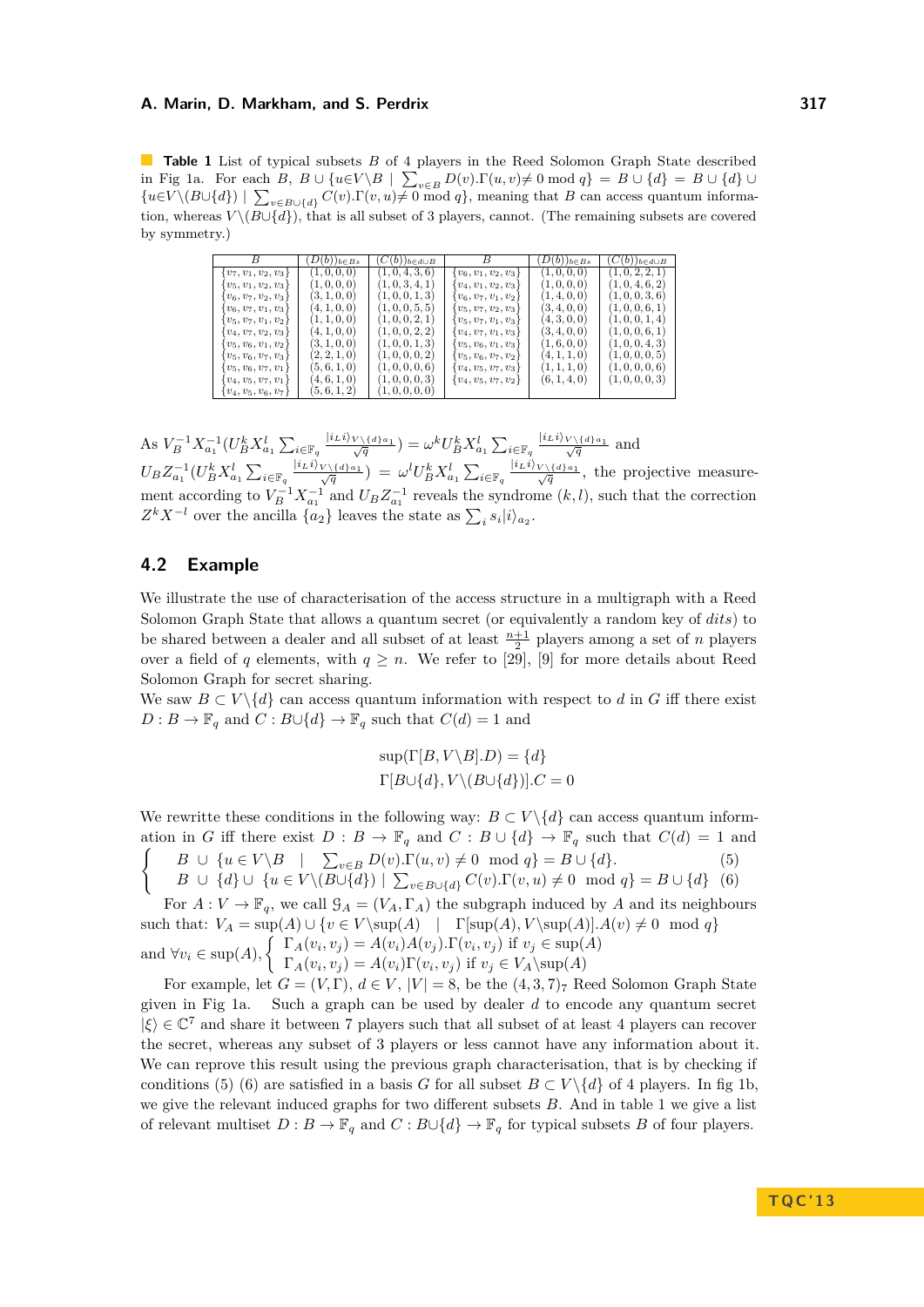**Table 1** List of typical subsets $B$ of 4 players in the Reed Solomon Graph State described in Fig 1a. For each $B$, $B \cup \{u{\in}V\backslash B \mid \sum_{v\in B} D(v).\Gamma(u,v){\neq}\, 0 \bmod q\} = B\cup\{d\} = B\cup\{d\}\cup \{u{\in}V\backslash(B{\cup}\{d\}) \mid \sum_{v\in B\cup\{d\}} C(v).\Gamma(v,u){\neq}\, 0 \bmod q\}$, meaning that $B$ can access quantum information, whereas $V\backslash(B{\cup}\{d\})$, that is all subset of 3 players, cannot. (The remaining subsets are covered by symmetry.)

| $B$ | $(D(b))_{b\in Bs}$ | $(C(b))_{b\in d\cup B}$ | $B$ | $(D(b))_{b\in Bs}$ | $(C(b))_{b\in d\cup B}$ |
|---|---|---|---|---|---|
| $\{v_7,v_1,v_2,v_3\}$ | $(1,0,0,0)$ | $(1,0,4,3,6)$ | $\{v_6,v_1,v_2,v_3\}$ | $(1,0,0,0)$ | $(1,0,2,2,1)$ |
| $\{v_5,v_1,v_2,v_3\}$ | $(1,0,0,0)$ | $(1,0,3,4,1)$ | $\{v_4,v_1,v_2,v_3\}$ | $(1,0,0,0)$ | $(1,0,4,6,2)$ |
| $\{v_6,v_7,v_2,v_3\}$ | $(3,1,0,0)$ | $(1,0,0,1,3)$ | $\{v_6,v_7,v_1,v_2\}$ | $(1,4,0,0)$ | $(1,0,0,3,6)$ |
| $\{v_6,v_7,v_1,v_3\}$ | $(4,1,0,0)$ | $(1,0,0,5,5)$ | $\{v_5,v_7,v_2,v_3\}$ | $(3,4,0,0)$ | $(1,0,0,6,1)$ |
| $\{v_5,v_7,v_1,v_2\}$ | $(1,1,0,0)$ | $(1,0,0,2,1)$ | $\{v_5,v_7,v_1,v_3\}$ | $(4,3,0,0)$ | $(1,0,0,1,4)$ |
| $\{v_4,v_7,v_2,v_3\}$ | $(4,1,0,0)$ | $(1,0,0,2,2)$ | $\{v_4,v_7,v_1,v_3\}$ | $(3,4,0,0)$ | $(1,0,0,6,1)$ |
| $\{v_5,v_6,v_1,v_2\}$ | $(3,1,0,0)$ | $(1,0,0,1,3)$ | $\{v_5,v_6,v_1,v_3\}$ | $(1,6,0,0)$ | $(1,0,0,4,3)$ |
| $\{v_5,v_6,v_7,v_3\}$ | $(2,2,1,0)$ | $(1,0,0,0,2)$ | $\{v_5,v_6,v_7,v_2\}$ | $(4,1,1,0)$ | $(1,0,0,0,5)$ |
| $\{v_5,v_6,v_7,v_1\}$ | $(5,6,1,0)$ | $(1,0,0,0,6)$ | $\{v_4,v_5,v_7,v_3\}$ | $(1,1,1,0)$ | $(1,0,0,0,6)$ |
| $\{v_4,v_5,v_7,v_1\}$ | $(4,6,1,0)$ | $(1,0,0,0,3)$ | $\{v_4,v_5,v_7,v_2\}$ | $(6,1,4,0)$ | $(1,0,0,0,3)$ |
| $\{v_4,v_5,v_6,v_7\}$ | $(5,6,1,2)$ | $(1,0,0,0,0)$ | | | |

As $V_B^{-1}X_{a_1}^{-1}(U_B^kX_{a_1}^l\sum_{i\in\mathbb{F}_q}\frac{|i_Li\rangle_{V\backslash\{d\}a_1}}{\sqrt{q}}) = \omega^kU_B^kX_{a_1}^l\sum_{i\in\mathbb{F}_q}\frac{|i_Li\rangle_{V\backslash\{d\}a_1}}{\sqrt{q}}$ and $U_BZ_{a_1}^{-1}(U_B^kX_{a_1}^l\sum_{i\in\mathbb{F}_q}\frac{|i_Li\rangle_{V\backslash\{d\}a_1}}{\sqrt{q}}) = \omega^lU_B^kX_{a_1}^l\sum_{i\in\mathbb{F}_q}\frac{|i_Li\rangle_{V\backslash\{d\}a_1}}{\sqrt{q}}$, the projective measurement according to $V_B^{-1}X_{a_1}^{-1}$ and $U_BZ_{a_1}^{-1}$ reveals the syndrome $(k,l)$, such that the correction $Z^kX^{-l}$ over the ancilla $\{a_2\}$ leaves the state as $\sum_i s_i|i\rangle_{a_2}$.

## 4.2 Example

We illustrate the use of characterisation of the access structure in a multigraph with a Reed Solomon Graph State that allows a quantum secret (or equivalently a random key of *dits*) to be shared between a dealer and all subset of at least $\frac{n+1}{2}$ players among a set of $n$ players over a field of $q$ elements, with $q \geq n$. We refer to [29], [9] for more details about Reed Solomon Graph for secret sharing.

We saw $B \subset V\backslash\{d\}$ can access quantum information with respect to $d$ in $G$ iff there exist $D : B \to \mathbb{F}_q$ and $C : B{\cup}\{d\} \to \mathbb{F}_q$ such that $C(d) = 1$ and

$$\sup(\Gamma[B, V\backslash B].D) = \{d\}$$
$$\Gamma[B{\cup}\{d\}, V\backslash(B{\cup}\{d\})].C = 0$$

We rewritte these conditions in the following way: $B \subset V\backslash\{d\}$ can access quantum information in $G$ iff there exist $D : B \to \mathbb{F}_q$ and $C : B \cup \{d\} \to \mathbb{F}_q$ such that $C(d) = 1$ and

$$\begin{cases} B \cup \{u \in V\backslash B \mid \sum_{v\in B} D(v).\Gamma(u,v) \neq 0 \mod q\} = B \cup \{d\}. & (5) \\ B \cup \{d\} \cup \{u \in V\backslash(B{\cup}\{d\}) \mid \sum_{v\in B\cup\{d\}} C(v).\Gamma(v,u) \neq 0 \mod q\} = B \cup \{d\} & (6) \end{cases}$$

For $A : V \to \mathbb{F}_q$, we call $\mathcal{G}_A = (V_A, \Gamma_A)$ the subgraph induced by $A$ and its neighbours such that: $V_A = \sup(A) \cup \{v \in V\backslash\sup(A) \mid \Gamma[\sup(A), V\backslash\sup(A)].A(v) \neq 0 \mod q\}$ and $\forall v_i \in \sup(A)$, $\begin{cases} \Gamma_A(v_i,v_j) = A(v_i)A(v_j).\Gamma(v_i,v_j) \text{ if } v_j \in \sup(A) \\ \Gamma_A(v_i,v_j) = A(v_i)\Gamma(v_i,v_j) \text{ if } v_j \in V_A\backslash\sup(A) \end{cases}$

For example, let $G = (V,\Gamma)$, $d \in V$, $|V| = 8$, be the $(4,3,7)_7$ Reed Solomon Graph State given in Fig 1a. Such a graph can be used by dealer $d$ to encode any quantum secret $|\xi\rangle \in \mathbb{C}^7$ and share it between 7 players such that all subset of at least 4 players can recover the secret, whereas any subset of 3 players or less cannot have any information about it. We can reprove this result using the previous graph characterisation, that is by checking if conditions (5) (6) are satisfied in a basis $G$ for all subset $B \subset V\backslash\{d\}$ of 4 players. In fig 1b, we give the relevant induced graphs for two different subsets $B$. And in table 1 we give a list of relevant multiset $D : B \to \mathbb{F}_q$ and $C : B{\cup}\{d\} \to \mathbb{F}_q$ for typical subsets $B$ of four players.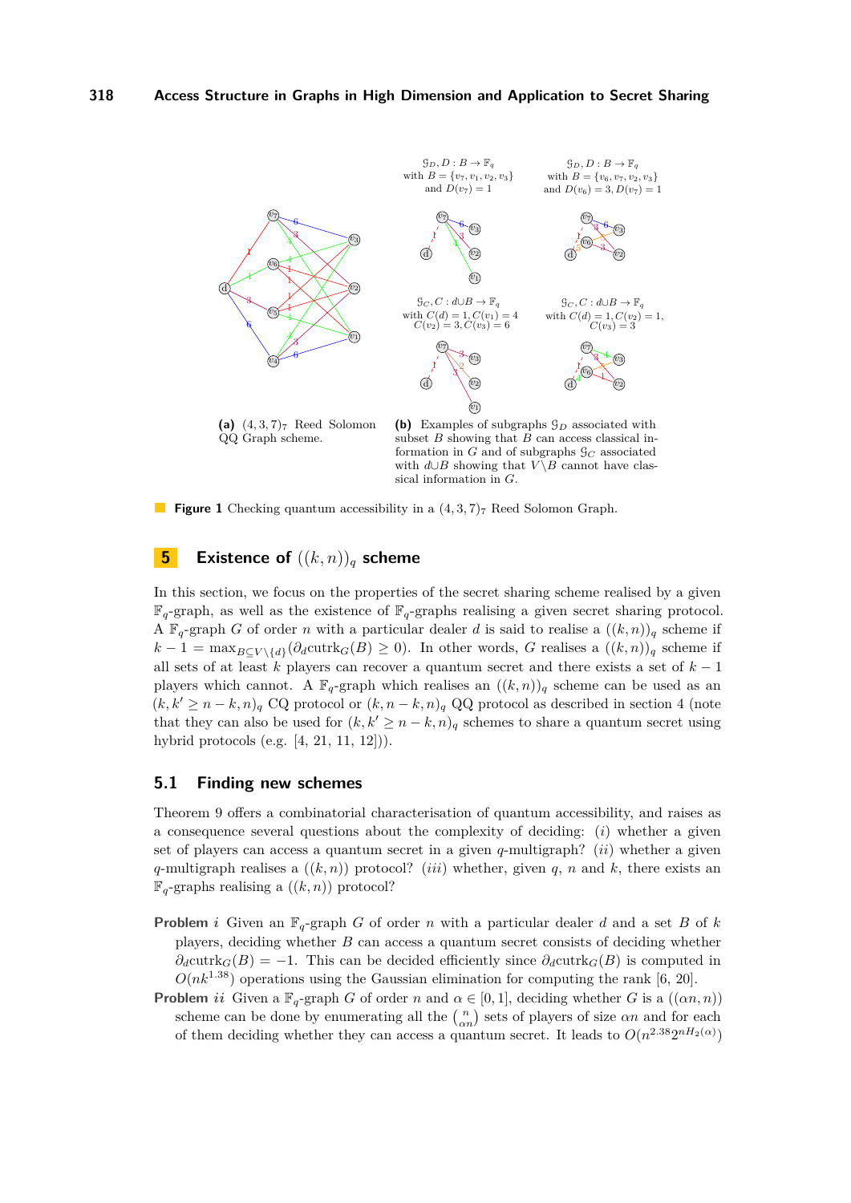(a) $(4,3,7)_7$ Reed Solomon QQ Graph scheme.

(b) Examples of subgraphs $\mathcal{G}_D$ associated with subset $B$ showing that $B$ can access classical information in $G$ and of subgraphs $\mathcal{G}_C$ associated with $d\cup B$ showing that $V\backslash B$ cannot have classical information in $G$.

**Figure 1** Checking quantum accessibility in a $(4,3,7)_7$ Reed Solomon Graph.

## 5 Existence of $((k,n))_q$ scheme

In this section, we focus on the properties of the secret sharing scheme realised by a given $\mathbb{F}_q$-graph, as well as the existence of $\mathbb{F}_q$-graphs realising a given secret sharing protocol. A $\mathbb{F}_q$-graph $G$ of order $n$ with a particular dealer $d$ is said to realise a $((k,n))_q$ scheme if $k-1 = \max_{B\subseteq V\setminus\{d\}}(\partial_d \text{cutrk}_G(B) \geq 0)$. In other words, $G$ realises a $((k,n))_q$ scheme if all sets of at least $k$ players can recover a quantum secret and there exists a set of $k-1$ players which cannot. A $\mathbb{F}_q$-graph which realises an $((k,n))_q$ scheme can be used as an $(k,k' \geq n-k,n)_q$ CQ protocol or $(k,n-k,n)_q$ QQ protocol as described in section 4 (note that they can also be used for $(k,k' \geq n-k,n)_q$ schemes to share a quantum secret using hybrid protocols (e.g. [4, 21, 11, 12])).

### 5.1 Finding new schemes

Theorem 9 offers a combinatorial characterisation of quantum accessibility, and raises as a consequence several questions about the complexity of deciding: $(i)$ whether a given set of players can access a quantum secret in a given $q$-multigraph? $(ii)$ whether a given $q$-multigraph realises a $((k,n))$ protocol? $(iii)$ whether, given $q$, $n$ and $k$, there exists an $\mathbb{F}_q$-graphs realising a $((k,n))$ protocol?

**Problem** $i$ Given an $\mathbb{F}_q$-graph $G$ of order $n$ with a particular dealer $d$ and a set $B$ of $k$ players, deciding whether $B$ can access a quantum secret consists of deciding whether $\partial_d \text{cutrk}_G(B) = -1$. This can be decided efficiently since $\partial_d \text{cutrk}_G(B)$ is computed in $O(nk^{1.38})$ operations using the Gaussian elimination for computing the rank [6, 20].

**Problem** $ii$ Given a $\mathbb{F}_q$-graph $G$ of order $n$ and $\alpha \in [0,1]$, deciding whether $G$ is a $((\alpha n,n))$ scheme can be done by enumerating all the $\binom{n}{\alpha n}$ sets of players of size $\alpha n$ and for each of them deciding whether they can access a quantum secret. It leads to $O(n^{2.38}2^{nH_2(\alpha)})$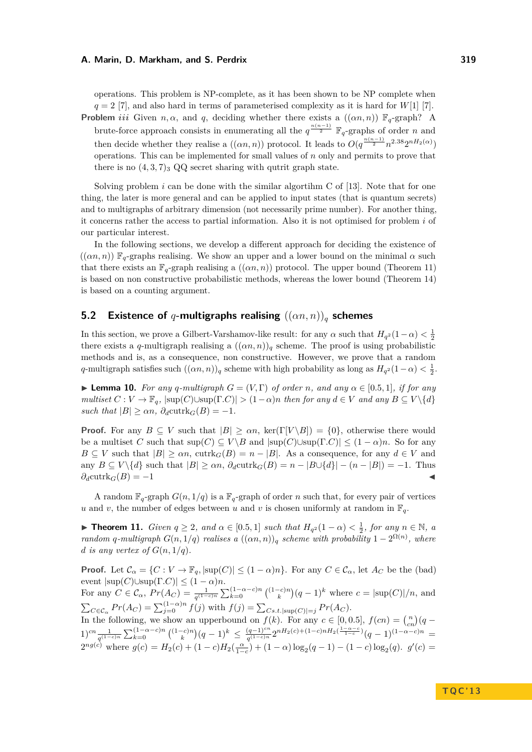operations. This problem is NP-complete, as it has been shown to be NP complete when $q = 2$ [7], and also hard in terms of parameterised complexity as it is hard for $W[1]$ [7].

**Problem** *iii* Given $n, \alpha$, and $q$, deciding whether there exists a $((\alpha n, n))$ $\mathbb{F}_q$-graph? A brute-force approach consists in enumerating all the $q^{\frac{n(n-1)}{2}}$ $\mathbb{F}_q$-graphs of order $n$ and then decide whether they realise a $((\alpha n, n))$ protocol. It leads to $O(q^{\frac{n(n-1)}{2}} n^{2.38} 2^{nH_2(\alpha)})$ operations. This can be implemented for small values of $n$ only and permits to prove that there is no $(4, 3, 7)_3$ QQ secret sharing with qutrit graph state.

Solving problem $i$ can be done with the similar algortihm C of [13]. Note that for one thing, the later is more general and can be applied to input states (that is quantum secrets) and to multigraphs of arbitrary dimension (not necessarily prime number). For another thing, it concerns rather the access to partial information. Also it is not optimised for problem $i$ of our particular interest.

In the following sections, we develop a different approach for deciding the existence of $((\alpha n, n))$ $\mathbb{F}_q$-graphs realising. We show an upper and a lower bound on the minimal $\alpha$ such that there exists an $\mathbb{F}_q$-graph realising a $((\alpha n, n))$ protocol. The upper bound (Theorem 11) is based on non constructive probabilistic methods, whereas the lower bound (Theorem 14) is based on a counting argument.

## 5.2 Existence of $q$-multigraphs realising $((\alpha n, n))_q$ schemes

In this section, we prove a Gilbert-Varshamov-like result: for any $\alpha$ such that $H_{q^2}(1-\alpha) < \frac{1}{2}$ there exists a $q$-multigraph realising a $((\alpha n, n))_q$ scheme. The proof is using probabilistic methods and is, as a consequence, non constructive. However, we prove that a random $q$-multigraph satisfies such $((\alpha n, n))_q$ scheme with high probability as long as $H_{q^2}(1-\alpha) < \frac{1}{2}$.

▶ **Lemma 10.** *For any $q$-multigraph $G = (V, \Gamma)$ of order $n$, and any $\alpha \in [0.5, 1]$, if for any multiset $C : V \to \mathbb{F}_q$, $|\sup(C) \cup \sup(\Gamma.C)| > (1-\alpha)n$ then for any $d \in V$ and any $B \subseteq V \setminus \{d\}$ such that $|B| \geq \alpha n$, $\partial_d \mathrm{cutrk}_G(B) = -1$.*

**Proof.** For any $B \subseteq V$ such that $|B| \geq \alpha n$, $\ker(\Gamma[V \setminus B]) = \{0\}$, otherwise there would be a multiset $C$ such that $\sup(C) \subseteq V \setminus B$ and $|\sup(C) \cup \sup(\Gamma.C)| \leq (1-\alpha)n$. So for any $B \subseteq V$ such that $|B| \geq \alpha n$, $\mathrm{cutrk}_G(B) = n - |B|$. As a consequence, for any $d \in V$ and any $B \subseteq V \setminus \{d\}$ such that $|B| \geq \alpha n$, $\partial_d \mathrm{cutrk}_G(B) = n - |B \cup \{d\}| - (n - |B|) = -1$. Thus $\partial_d \mathrm{cutrk}_G(B) = -1$ ◀

A random $\mathbb{F}_q$-graph $G(n, 1/q)$ is a $\mathbb{F}_q$-graph of order $n$ such that, for every pair of vertices $u$ and $v$, the number of edges between $u$ and $v$ is chosen uniformly at random in $\mathbb{F}_q$.

▶ **Theorem 11.** *Given $q \geq 2$, and $\alpha \in [0.5, 1]$ such that $H_{q^2}(1-\alpha) < \frac{1}{2}$, for any $n \in \mathbb{N}$, a random $q$-multigraph $G(n, 1/q)$ realises a $((\alpha n, n))_q$ scheme with probability $1 - 2^{\Omega(n)}$, where $d$ is any vertex of $G(n, 1/q)$.*

**Proof.** Let $\mathcal{C}_\alpha = \{C : V \to \mathbb{F}_q, |\sup(C)| \leq (1-\alpha)n\}$. For any $C \in \mathcal{C}_\alpha$, let $A_C$ be the (bad) event $|\sup(C) \cup \sup(\Gamma.C)| \leq (1-\alpha)n$.
For any $C \in \mathcal{C}_\alpha$, $Pr(A_C) = \frac{1}{q^{(1-c)n}} \sum_{k=0}^{(1-\alpha-c)n} \binom{(1-c)n}{k} (q-1)^k$ where $c = |\sup(C)|/n$, and $\sum_{C \in \mathcal{C}_\alpha} Pr(A_C) = \sum_{j=0}^{(1-\alpha)n} f(j)$ with $f(j) = \sum_{C s.t. |\sup(C)|=j} Pr(A_C)$.
In the following, we show an upperbound on $f(k)$. For any $c \in [0, 0.5]$, $f(cn) = \binom{n}{cn}(q-1)^{cn} \frac{1}{q^{(1-c)n}} \sum_{k=0}^{(1-\alpha-c)n} \binom{(1-c)n}{k} (q-1)^k \leq \frac{(q-1)^{cn}}{q^{(1-c)n}} 2^{nH_2(c) + (1-c)nH_2(\frac{1-\alpha-c}{1-c})} (q-1)^{(1-\alpha-c)n} = 2^{ng(c)}$ where $g(c) = H_2(c) + (1-c)H_2(\frac{\alpha}{1-c}) + (1-\alpha)\log_2(q-1) - (1-c)\log_2(q)$. $g'(c) =$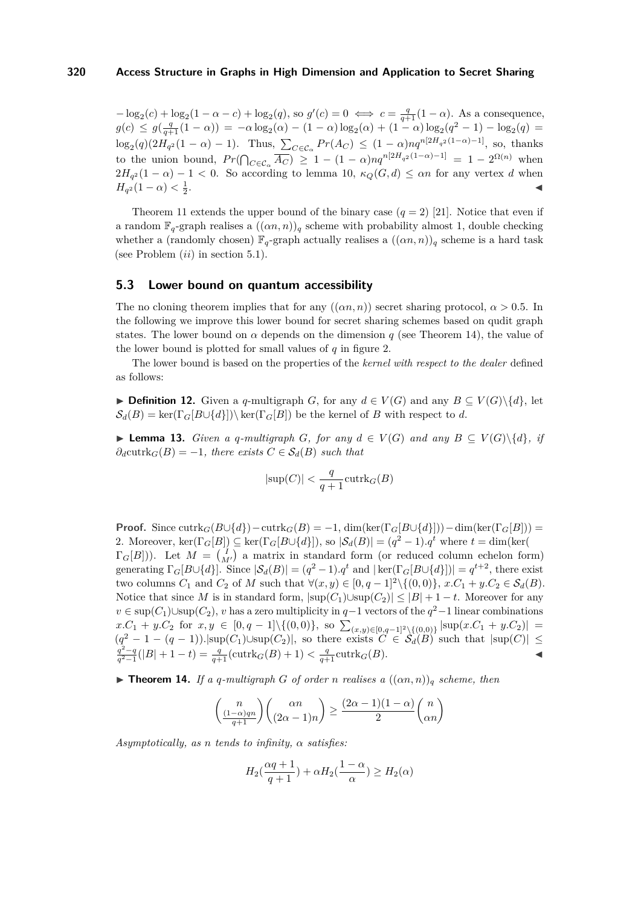$-\log_2(c) + \log_2(1-\alpha-c) + \log_2(q)$, so $g'(c) = 0 \iff c = \frac{q}{q+1}(1-\alpha)$. As a consequence, $g(c) \leq g(\frac{q}{q+1}(1-\alpha)) = -\alpha\log_2(\alpha) - (1-\alpha)\log_2(\alpha) + (1-\alpha)\log_2(q^2-1) - \log_2(q) = \log_2(q)(2H_{q^2}(1-\alpha)-1)$. Thus, $\sum_{C\in\mathcal{C}_\alpha} Pr(A_C) \leq (1-\alpha)nq^{n[2H_{q^2}(1-\alpha)-1]}$, so, thanks to the union bound, $Pr(\bigcap_{C\in\mathcal{C}_\alpha}\overline{A_C}) \geq 1-(1-\alpha)nq^{n[2H_{q^2}(1-\alpha)-1]} = 1-2^{\Omega(n)}$ when $2H_{q^2}(1-\alpha)-1<0$. So according to lemma 10, $\kappa_Q(G,d) \leq \alpha n$ for any vertex $d$ when $H_{q^2}(1-\alpha) < \frac{1}{2}$. ◀

Theorem 11 extends the upper bound of the binary case ($q=2$) [21]. Notice that even if a random $\mathbb{F}_q$-graph realises a $((\alpha n, n))_q$ scheme with probability almost 1, double checking whether a (randomly chosen) $\mathbb{F}_q$-graph actually realises a $((\alpha n, n))_q$ scheme is a hard task (see Problem $(ii)$ in section 5.1).

## 5.3 Lower bound on quantum accessibility

The no cloning theorem implies that for any $((\alpha n, n))$ secret sharing protocol, $\alpha > 0.5$. In the following we improve this lower bound for secret sharing schemes based on qudit graph states. The lower bound on $\alpha$ depends on the dimension $q$ (see Theorem 14), the value of the lower bound is plotted for small values of $q$ in figure 2.

The lower bound is based on the properties of the *kernel with respect to the dealer* defined as follows:

▶ **Definition 12.** Given a $q$-multigraph $G$, for any $d \in V(G)$ and any $B \subseteq V(G)\backslash\{d\}$, let $\mathcal{S}_d(B) = \ker(\Gamma_G[B\cup\{d\}])\backslash\ker(\Gamma_G[B])$ be the kernel of $B$ with respect to $d$.

▶ **Lemma 13.** *Given a $q$-multigraph $G$, for any $d \in V(G)$ and any $B \subseteq V(G)\backslash\{d\}$, if $\partial_d\mathrm{cutrk}_G(B) = -1$, there exists $C \in \mathcal{S}_d(B)$ such that*

$$|\sup(C)| < \frac{q}{q+1}\mathrm{cutrk}_G(B)$$

**Proof.** Since $\mathrm{cutrk}_G(B\cup\{d\}) - \mathrm{cutrk}_G(B) = -1$, $\dim(\ker(\Gamma_G[B\cup\{d\}])) - \dim(\ker(\Gamma_G[B])) = 2$. Moreover, $\ker(\Gamma_G[B]) \subseteq \ker(\Gamma_G[B\cup\{d\}])$, so $|\mathcal{S}_d(B)| = (q^2-1).q^t$ where $t = \dim(\ker(\Gamma_G[B]))$. Let $M = \binom{I}{M'}$ a matrix in standard form (or reduced column echelon form) generating $\Gamma_G[B\cup\{d\}]$. Since $|\mathcal{S}_d(B)| = (q^2-1).q^t$ and $|\ker(\Gamma_G[B\cup\{d\}])| = q^{t+2}$, there exist two columns $C_1$ and $C_2$ of $M$ such that $\forall (x,y) \in [0,q-1]^2\backslash\{(0,0)\}$, $x.C_1 + y.C_2 \in \mathcal{S}_d(B)$. Notice that since $M$ is in standard form, $|\sup(C_1)\cup\sup(C_2)| \leq |B|+1-t$. Moreover for any $v \in \sup(C_1)\cup\sup(C_2)$, $v$ has a zero multiplicity in $q-1$ vectors of the $q^2-1$ linear combinations $x.C_1 + y.C_2$ for $x,y \in [0,q-1]\backslash\{(0,0)\}$, so $\sum_{(x,y)\in[0,q-1]^2\backslash\{(0,0)\}} |\sup(x.C_1+y.C_2)| = (q^2-1-(q-1)).|\sup(C_1)\cup\sup(C_2)|$, so there exists $C \in \mathcal{S}_d(B)$ such that $|\sup(C)| \leq \frac{q^2-q}{q^2-1}(|B|+1-t) = \frac{q}{q+1}(\mathrm{cutrk}_G(B)+1) < \frac{q}{q+1}\mathrm{cutrk}_G(B)$. ◀

▶ **Theorem 14.** *If a $q$-multigraph $G$ of order $n$ realises a $((\alpha n, n))_q$ scheme, then*

$$\binom{n}{\frac{(1-\alpha)qn}{q+1}}\binom{\alpha n}{(2\alpha-1)n} \geq \frac{(2\alpha-1)(1-\alpha)}{2}\binom{n}{\alpha n}$$

*Asymptotically, as $n$ tends to infinity, $\alpha$ satisfies:*

$$H_2(\frac{\alpha q+1}{q+1}) + \alpha H_2(\frac{1-\alpha}{\alpha}) \geq H_2(\alpha)$$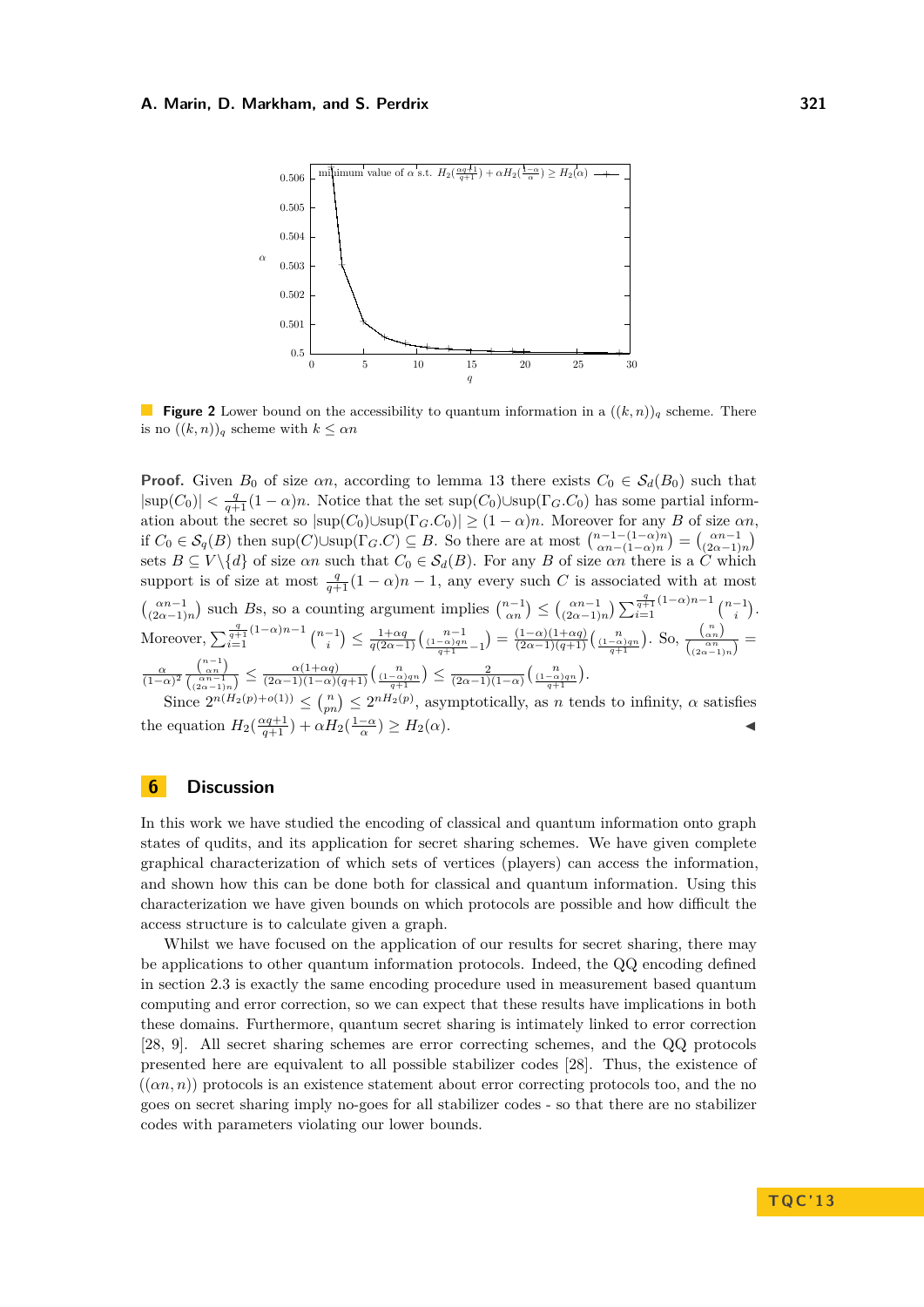**Figure 2** Lower bound on the accessibility to quantum information in a $((k,n))_q$ scheme. There is no $((k,n))_q$ scheme with $k \leq \alpha n$

**Proof.** Given $B_0$ of size $\alpha n$, according to lemma 13 there exists $C_0 \in \mathcal{S}_d(B_0)$ such that $|\text{sup}(C_0)| < \frac{q}{q+1}(1-\alpha)n$. Notice that the set $\text{sup}(C_0) \cup \text{sup}(\Gamma_G.C_0)$ has some partial information about the secret so $|\text{sup}(C_0) \cup \text{sup}(\Gamma_G.C_0)| \geq (1-\alpha)n$. Moreover for any $B$ of size $\alpha n$, if $C_0 \in \mathcal{S}_q(B)$ then $\text{sup}(C) \cup \text{sup}(\Gamma_G.C) \subseteq B$. So there are at most $\binom{n-1-(1-\alpha)n}{\alpha n-(1-\alpha)n} = \binom{\alpha n-1}{(2\alpha-1)n}$ sets $B \subseteq V \setminus \{d\}$ of size $\alpha n$ such that $C_0 \in \mathcal{S}_d(B)$. For any $B$ of size $\alpha n$ there is a $C$ which support is of size at most $\frac{q}{q+1}(1-\alpha)n - 1$, any every such $C$ is associated with at most $\binom{\alpha n-1}{(2\alpha-1)n}$ such $B$s, so a counting argument implies $\binom{n-1}{\alpha n} \leq \binom{\alpha n-1}{(2\alpha-1)n} \sum_{i=1}^{\frac{q}{q+1}(1-\alpha)n-1} \binom{n-1}{i}$. Moreover, $\sum_{i=1}^{\frac{q}{q+1}(1-\alpha)n-1} \binom{n-1}{i} \leq \frac{1+\alpha q}{q(2\alpha-1)} \binom{n-1}{\frac{(1-\alpha)qn}{q+1}-1} = \frac{(1-\alpha)(1+\alpha q)}{(2\alpha-1)(q+1)} \binom{n}{\frac{(1-\alpha)qn}{q+1}}$. So, $\frac{\binom{n}{\alpha n}}{\binom{\alpha n}{(2\alpha-1)n}} = \frac{\alpha}{(1-\alpha)^2} \frac{\binom{n-1}{\alpha n}}{\binom{\alpha n-1}{(2\alpha-1)n}} \leq \frac{\alpha(1+\alpha q)}{(2\alpha-1)(1-\alpha)(q+1)} \binom{n}{\frac{(1-\alpha)qn}{q+1}} \leq \frac{2}{(2\alpha-1)(1-\alpha)} \binom{n}{\frac{(1-\alpha)qn}{q+1}}$.

Since $2^{n(H_2(p)+o(1))} \leq \binom{n}{pn} \leq 2^{nH_2(p)}$, asymptotically, as $n$ tends to infinity, $\alpha$ satisfies the equation $H_2(\frac{\alpha q+1}{q+1}) + \alpha H_2(\frac{1-\alpha}{\alpha}) \geq H_2(\alpha)$. ◀

## 6 Discussion

In this work we have studied the encoding of classical and quantum information onto graph states of qudits, and its application for secret sharing schemes. We have given complete graphical characterization of which sets of vertices (players) can access the information, and shown how this can be done both for classical and quantum information. Using this characterization we have given bounds on which protocols are possible and how difficult the access structure is to calculate given a graph.

Whilst we have focused on the application of our results for secret sharing, there may be applications to other quantum information protocols. Indeed, the QQ encoding defined in section 2.3 is exactly the same encoding procedure used in measurement based quantum computing and error correction, so we can expect that these results have implications in both these domains. Furthermore, quantum secret sharing is intimately linked to error correction [28, 9]. All secret sharing schemes are error correcting schemes, and the QQ protocols presented here are equivalent to all possible stabilizer codes [28]. Thus, the existence of $((\alpha n, n))$ protocols is an existence statement about error correcting protocols too, and the no goes on secret sharing imply no-goes for all stabilizer codes - so that there are no stabilizer codes with parameters violating our lower bounds.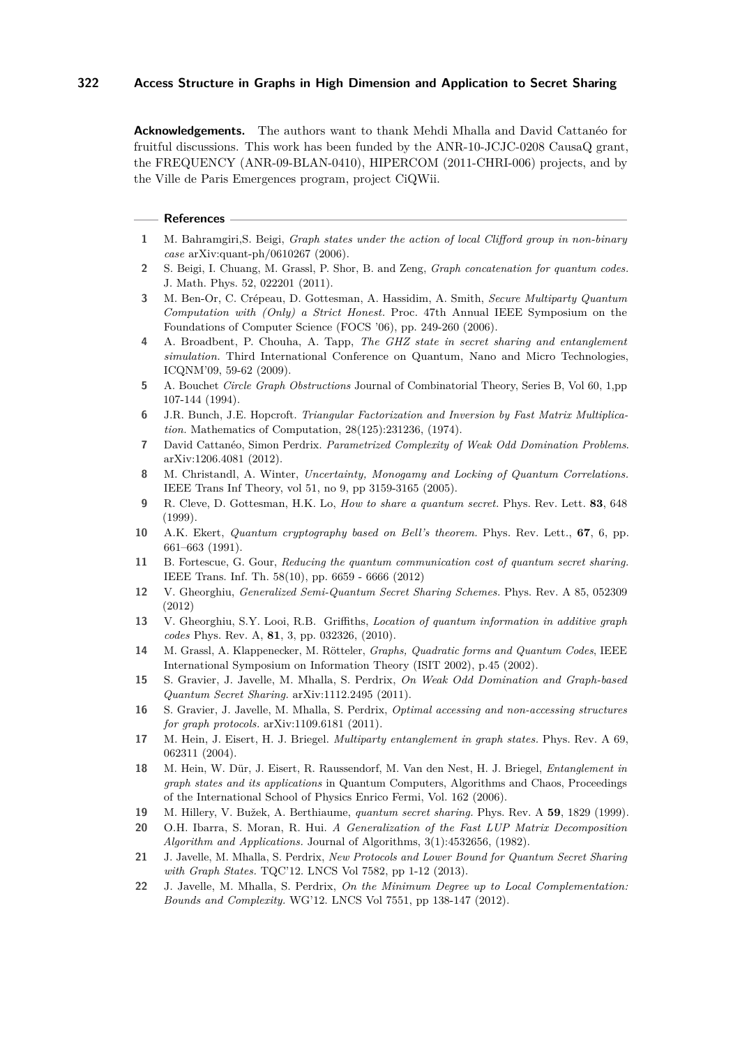**Acknowledgements.** The authors want to thank Mehdi Mhalla and David Cattanéo for fruitful discussions. This work has been funded by the ANR-10-JCJC-0208 CausaQ grant, the FREQUENCY (ANR-09-BLAN-0410), HIPERCOM (2011-CHRI-006) projects, and by the Ville de Paris Emergences program, project CiQWii.

## References

1. M. Bahramgiri,S. Beigi, *Graph states under the action of local Clifford group in non-binary case* arXiv:quant-ph/0610267 (2006).
2. S. Beigi, I. Chuang, M. Grassl, P. Shor, B. and Zeng, *Graph concatenation for quantum codes.* J. Math. Phys. 52, 022201 (2011).
3. M. Ben-Or, C. Crépeau, D. Gottesman, A. Hassidim, A. Smith, *Secure Multiparty Quantum Computation with (Only) a Strict Honest.* Proc. 47th Annual IEEE Symposium on the Foundations of Computer Science (FOCS '06), pp. 249-260 (2006).
4. A. Broadbent, P. Chouha, A. Tapp, *The GHZ state in secret sharing and entanglement simulation.* Third International Conference on Quantum, Nano and Micro Technologies, ICQNM'09, 59-62 (2009).
5. A. Bouchet *Circle Graph Obstructions* Journal of Combinatorial Theory, Series B, Vol 60, 1,pp 107-144 (1994).
6. J.R. Bunch, J.E. Hopcroft. *Triangular Factorization and Inversion by Fast Matrix Multiplication.* Mathematics of Computation, 28(125):231236, (1974).
7. David Cattanéo, Simon Perdrix. *Parametrized Complexity of Weak Odd Domination Problems*. arXiv:1206.4081 (2012).
8. M. Christandl, A. Winter, *Uncertainty, Monogamy and Locking of Quantum Correlations.* IEEE Trans Inf Theory, vol 51, no 9, pp 3159-3165 (2005).
9. R. Cleve, D. Gottesman, H.K. Lo, *How to share a quantum secret.* Phys. Rev. Lett. **83**, 648 (1999).
10. A.K. Ekert, *Quantum cryptography based on Bell's theorem.* Phys. Rev. Lett., **67**, 6, pp. 661–663 (1991).
11. B. Fortescue, G. Gour, *Reducing the quantum communication cost of quantum secret sharing.* IEEE Trans. Inf. Th. 58(10), pp. 6659 - 6666 (2012)
12. V. Gheorghiu, *Generalized Semi-Quantum Secret Sharing Schemes.* Phys. Rev. A 85, 052309 (2012)
13. V. Gheorghiu, S.Y. Looi, R.B. Griffiths, *Location of quantum information in additive graph codes* Phys. Rev. A, **81**, 3, pp. 032326, (2010).
14. M. Grassl, A. Klappenecker, M. Rötteler, *Graphs, Quadratic forms and Quantum Codes*, IEEE International Symposium on Information Theory (ISIT 2002), p.45 (2002).
15. S. Gravier, J. Javelle, M. Mhalla, S. Perdrix, *On Weak Odd Domination and Graph-based Quantum Secret Sharing.* arXiv:1112.2495 (2011).
16. S. Gravier, J. Javelle, M. Mhalla, S. Perdrix, *Optimal accessing and non-accessing structures for graph protocols.* arXiv:1109.6181 (2011).
17. M. Hein, J. Eisert, H. J. Briegel. *Multiparty entanglement in graph states.* Phys. Rev. A 69, 062311 (2004).
18. M. Hein, W. Dür, J. Eisert, R. Raussendorf, M. Van den Nest, H. J. Briegel, *Entanglement in graph states and its applications* in Quantum Computers, Algorithms and Chaos, Proceedings of the International School of Physics Enrico Fermi, Vol. 162 (2006).
19. M. Hillery, V. Bužek, A. Berthiaume, *quantum secret sharing.* Phys. Rev. A **59**, 1829 (1999).
20. O.H. Ibarra, S. Moran, R. Hui. *A Generalization of the Fast LUP Matrix Decomposition Algorithm and Applications.* Journal of Algorithms, 3(1):4532656, (1982).
21. J. Javelle, M. Mhalla, S. Perdrix, *New Protocols and Lower Bound for Quantum Secret Sharing with Graph States.* TQC'12. LNCS Vol 7582, pp 1-12 (2013).
22. J. Javelle, M. Mhalla, S. Perdrix, *On the Minimum Degree up to Local Complementation: Bounds and Complexity.* WG'12. LNCS Vol 7551, pp 138-147 (2012).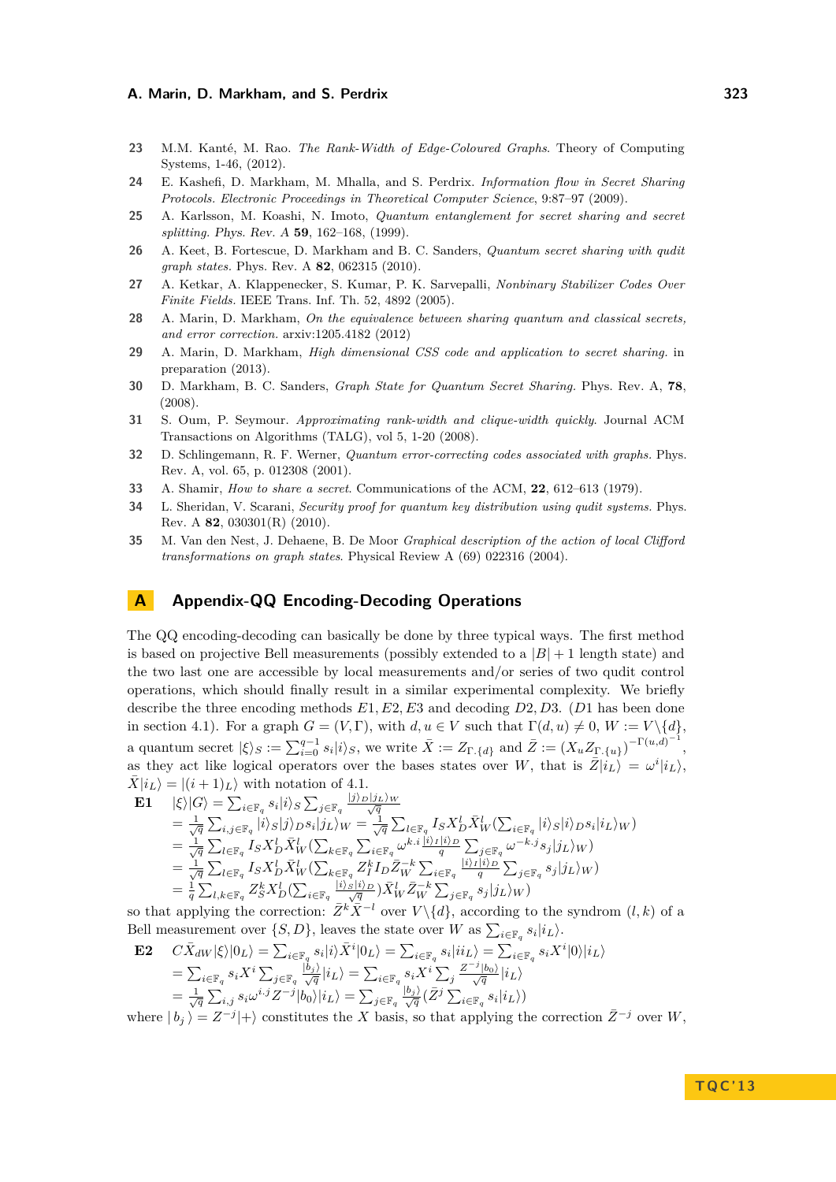23 M.M. Kanté, M. Rao. *The Rank-Width of Edge-Coloured Graphs.* Theory of Computing Systems, 1-46, (2012).

24 E. Kashefi, D. Markham, M. Mhalla, and S. Perdrix. *Information flow in Secret Sharing Protocols. Electronic Proceedings in Theoretical Computer Science*, 9:87–97 (2009).

25 A. Karlsson, M. Koashi, N. Imoto, *Quantum entanglement for secret sharing and secret splitting.* *Phys. Rev. A* **59**, 162–168, (1999).

26 A. Keet, B. Fortescue, D. Markham and B. C. Sanders, *Quantum secret sharing with qudit graph states.* Phys. Rev. A **82**, 062315 (2010).

27 A. Ketkar, A. Klappenecker, S. Kumar, P. K. Sarvepalli, *Nonbinary Stabilizer Codes Over Finite Fields.* IEEE Trans. Inf. Th. 52, 4892 (2005).

28 A. Marin, D. Markham, *On the equivalence between sharing quantum and classical secrets, and error correction.* arxiv:1205.4182 (2012)

29 A. Marin, D. Markham, *High dimensional CSS code and application to secret sharing.* in preparation (2013).

30 D. Markham, B. C. Sanders, *Graph State for Quantum Secret Sharing.* Phys. Rev. A, **78**, (2008).

31 S. Oum, P. Seymour. *Approximating rank-width and clique-width quickly.* Journal ACM Transactions on Algorithms (TALG), vol 5, 1-20 (2008).

32 D. Schlingemann, R. F. Werner, *Quantum error-correcting codes associated with graphs.* Phys. Rev. A, vol. 65, p. 012308 (2001).

33 A. Shamir, *How to share a secret.* Communications of the ACM, **22**, 612–613 (1979).

34 L. Sheridan, V. Scarani, *Security proof for quantum key distribution using qudit systems.* Phys. Rev. A **82**, 030301(R) (2010).

35 M. Van den Nest, J. Dehaene, B. De Moor *Graphical description of the action of local Clifford transformations on graph states*. Physical Review A (69) 022316 (2004).

## A Appendix-QQ Encoding-Decoding Operations

The QQ encoding-decoding can basically be done by three typical ways. The first method is based on projective Bell measurements (possibly extended to a $|B|+1$ length state) and the two last one are accessible by local measurements and/or series of two qudit control operations, which should finally result in a similar experimental complexity. We briefly describe the three encoding methods $E1, E2, E3$ and decoding $D2, D3$. ($D1$ has been done in section 4.1). For a graph $G=(V,\Gamma)$, with $d,u\in V$ such that $\Gamma(d,u)\neq 0$, $W:=V\backslash\{d\}$, a quantum secret $|\xi\rangle_S := \sum_{i=0}^{q-1} s_i|i\rangle_S$, we write $\bar{X}:=Z_{\Gamma.\{d\}}$ and $\bar{Z}:=(X_uZ_{\Gamma.\{u\}})^{-\Gamma(u,d)^{-1}}$, as they act like logical operators over the bases states over $W$, that is $\bar{Z}|i_L\rangle=\omega^i|i_L\rangle$, $\bar{X}|i_L\rangle=|(i+1)_L\rangle$ with notation of 4.1.

**E1** $|\xi\rangle|G\rangle = \sum_{i\in\mathbb{F}_q} s_i|i\rangle_S \sum_{j\in\mathbb{F}_q} \frac{|j\rangle_D|j_L\rangle_W}{\sqrt{q}}$

$= \frac{1}{\sqrt{q}}\sum_{i,j\in\mathbb{F}_q}|i\rangle_S|j\rangle_D s_i|j_L\rangle_W = \frac{1}{\sqrt{q}}\sum_{l\in\mathbb{F}_q} I_S X_D^l \bar{X}_W^l(\sum_{i\in\mathbb{F}_q}|i\rangle_S|i\rangle_D s_i|i_L\rangle_W)$

$= \frac{1}{\sqrt{q}}\sum_{l\in\mathbb{F}_q} I_S X_D^l \bar{X}_W^l(\sum_{k\in\mathbb{F}_q}\sum_{i\in\mathbb{F}_q}\omega^{k.i}\frac{|i\rangle_I|i\rangle_D}{q}\sum_{j\in\mathbb{F}_q}\omega^{-k.j}s_j|j_L\rangle_W)$

$= \frac{1}{\sqrt{q}}\sum_{l\in\mathbb{F}_q} I_S X_D^l \bar{X}_W^l(\sum_{k\in\mathbb{F}_q} Z_I^k I_D \bar{Z}_W^{-k}\sum_{i\in\mathbb{F}_q}\frac{|i\rangle_I|i\rangle_D}{q}\sum_{j\in\mathbb{F}_q}s_j|j_L\rangle_W)$

$= \frac{1}{q}\sum_{l,k\in\mathbb{F}_q} Z_S^k X_D^l(\sum_{i\in\mathbb{F}_q}\frac{|i\rangle_S|i\rangle_D}{\sqrt{q}})\bar{X}_W^l\bar{Z}_W^{-k}\sum_{j\in\mathbb{F}_q}s_j|j_L\rangle_W)$

so that applying the correction: $\bar{Z}^k\bar{X}^{-l}$ over $V\backslash\{d\}$, according to the syndrom $(l,k)$ of a Bell measurement over $\{S,D\}$, leaves the state over $W$ as $\sum_{i\in\mathbb{F}_q}s_i|i_L\rangle$.

**E2** $C\bar{X}_{dW}|\xi\rangle|0_L\rangle = \sum_{i\in\mathbb{F}_q}s_i|i\rangle\bar{X}^i|0_L\rangle = \sum_{i\in\mathbb{F}_q}s_i|ii_L\rangle = \sum_{i\in\mathbb{F}_q}s_iX^i|0\rangle|i_L\rangle$

$= \sum_{i\in\mathbb{F}_q}s_iX^i\sum_{j\in\mathbb{F}_q}\frac{|b_j\rangle}{\sqrt{q}}|i_L\rangle = \sum_{i\in\mathbb{F}_q}s_iX^i\sum_j\frac{Z^{-j}|b_0\rangle}{\sqrt{q}}|i_L\rangle$

$= \frac{1}{\sqrt{q}}\sum_{i,j}s_i\omega^{i.j}Z^{-j}|b_0\rangle|i_L\rangle = \sum_{j\in\mathbb{F}_q}\frac{|b_j\rangle}{\sqrt{q}}(\bar{Z}^j\sum_{i\in\mathbb{F}_q}s_i|i_L\rangle)$

where $|\,b_j\,\rangle = Z^{-j}|+\rangle$ constitutes the $X$ basis, so that applying the correction $\bar{Z}^{-j}$ over $W$,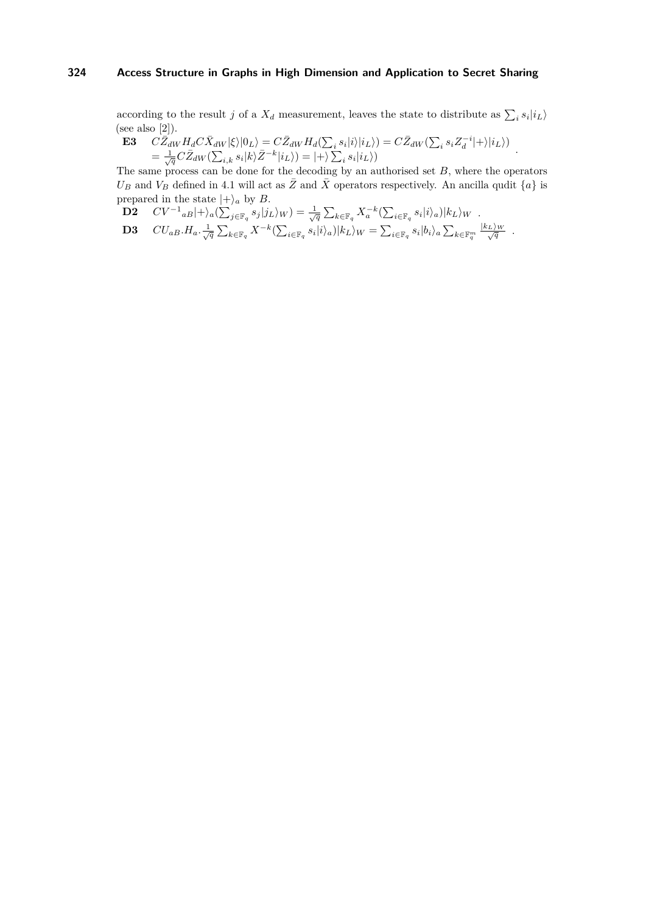according to the result $j$ of a $X_d$ measurement, leaves the state to distribute as $\sum_i s_i|i_L\rangle$ (see also [2]).

**E3** $C\bar{Z}_{dW} H_d C\bar{X}_{dW}|\xi\rangle|0_L\rangle = C\bar{Z}_{dW} H_d(\sum_i s_i|i\rangle|i_L\rangle) = C\bar{Z}_{dW}(\sum_i s_i Z_d^{-i}|+\rangle|i_L\rangle)$
$= \frac{1}{\sqrt{q}} C\bar{Z}_{dW}(\sum_{i,k} s_i|k\rangle\bar{Z}^{-k}|i_L\rangle) = |+\rangle\sum_i s_i|i_L\rangle)$ .

The same process can be done for the decoding by an authorised set $B$, where the operators $U_B$ and $V_B$ defined in 4.1 will act as $\bar{Z}$ and $\bar{X}$ operators respectively. An ancilla qudit $\{a\}$ is prepared in the state $|+\rangle_a$ by $B$.

**D2** $CV^{-1}{}_{aB}|+\rangle_a(\sum_{j\in\mathbb{F}_q} s_j|j_L\rangle_W) = \frac{1}{\sqrt{q}}\sum_{k\in\mathbb{F}_q} X_a^{-k}(\sum_{i\in\mathbb{F}_q} s_i|i\rangle_a)|k_L\rangle_W$ .

**D3** $CU_{aB}.H_a.\frac{1}{\sqrt{q}}\sum_{k\in\mathbb{F}_q} X^{-k}(\sum_{i\in\mathbb{F}_q} s_i|i\rangle_a)|k_L\rangle_W = \sum_{i\in\mathbb{F}_q} s_i|b_i\rangle_a\sum_{k\in\mathbb{F}_q^m}\frac{|k_L\rangle_W}{\sqrt{q}}$ .